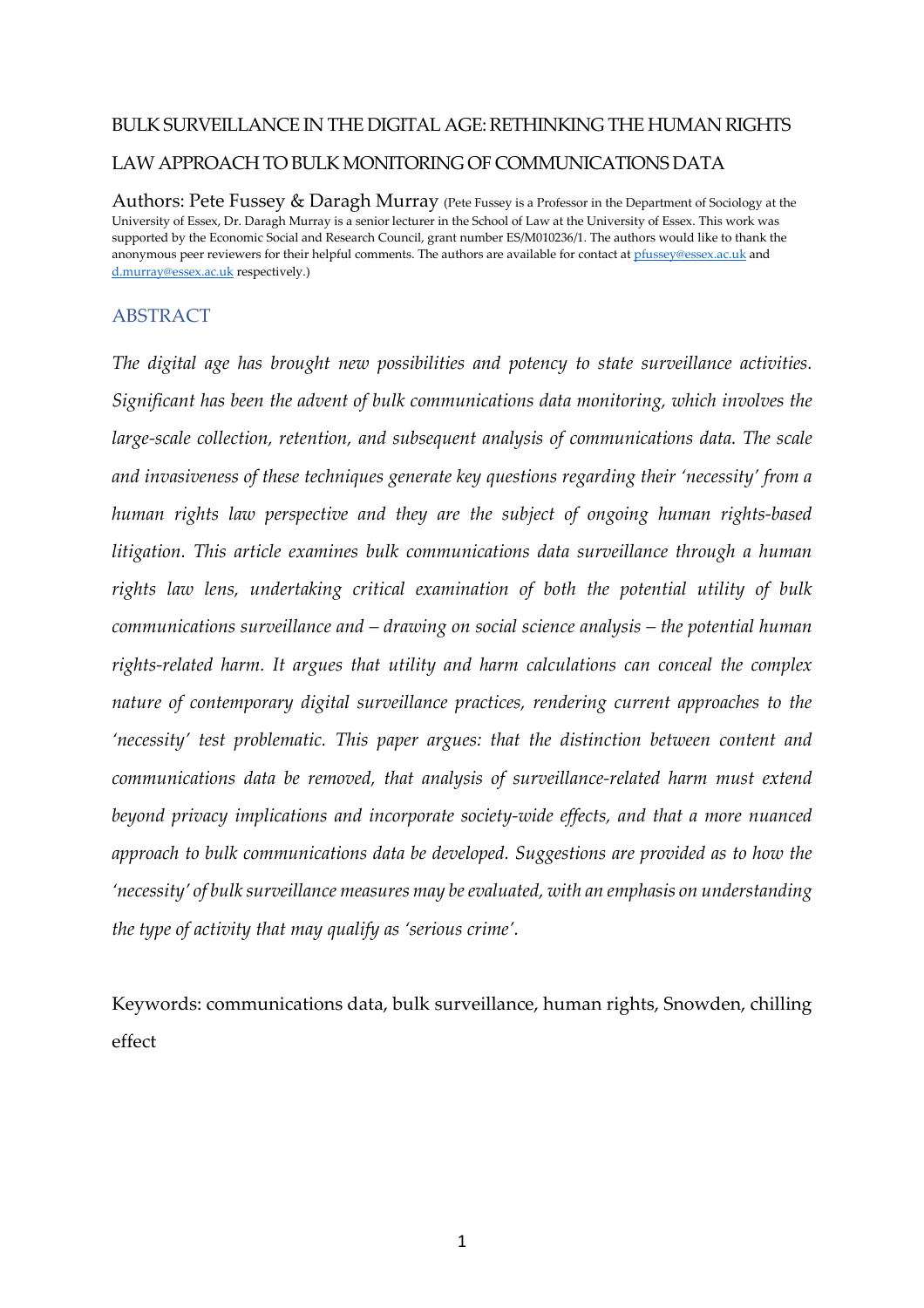# BULK SURVEILLANCE IN THE DIGITAL AGE: RETHINKING THE HUMAN RIGHTS LAW APPROACH TO BULK MONITORING OF COMMUNICATIONS DATA

Authors: Pete Fussey & Daragh Murray (Pete Fussey is a Professor in the Department of Sociology at the University of Essex, Dr. Daragh Murray is a senior lecturer in the School of Law at the University of Essex. This work was supported by the Economic Social and Research Council, grant number ES/M010236/1. The authors would like to thank the anonymous peer reviewers for their helpful comments. The authors are available for contact at pfussey@essex.ac.uk and d.murray@essex.ac.uk respectively.)

## ABSTRACT

*The digital age has brought new possibilities and potency to state surveillance activities. Significant has been the advent of bulk communications data monitoring, which involves the large-scale collection, retention, and subsequent analysis of communications data. The scale and invasiveness of these techniques generate key questions regarding their 'necessity' from a human rights law perspective and they are the subject of ongoing human rights-based litigation. This article examines bulk communications data surveillance through a human rights law lens, undertaking critical examination of both the potential utility of bulk communications surveillance and – drawing on social science analysis – the potential human rights-related harm. It argues that utility and harm calculations can conceal the complex nature of contemporary digital surveillance practices, rendering current approaches to the 'necessity' test problematic. This paper argues: that the distinction between content and communications data be removed, that analysis of surveillance-related harm must extend beyond privacy implications and incorporate society-wide effects, and that a more nuanced approach to bulk communications data be developed. Suggestions are provided as to how the 'necessity' of bulk surveillance measures may be evaluated, with an emphasis on understanding the type of activity that may qualify as 'serious crime'.*

Keywords: communications data, bulk surveillance, human rights, Snowden, chilling effect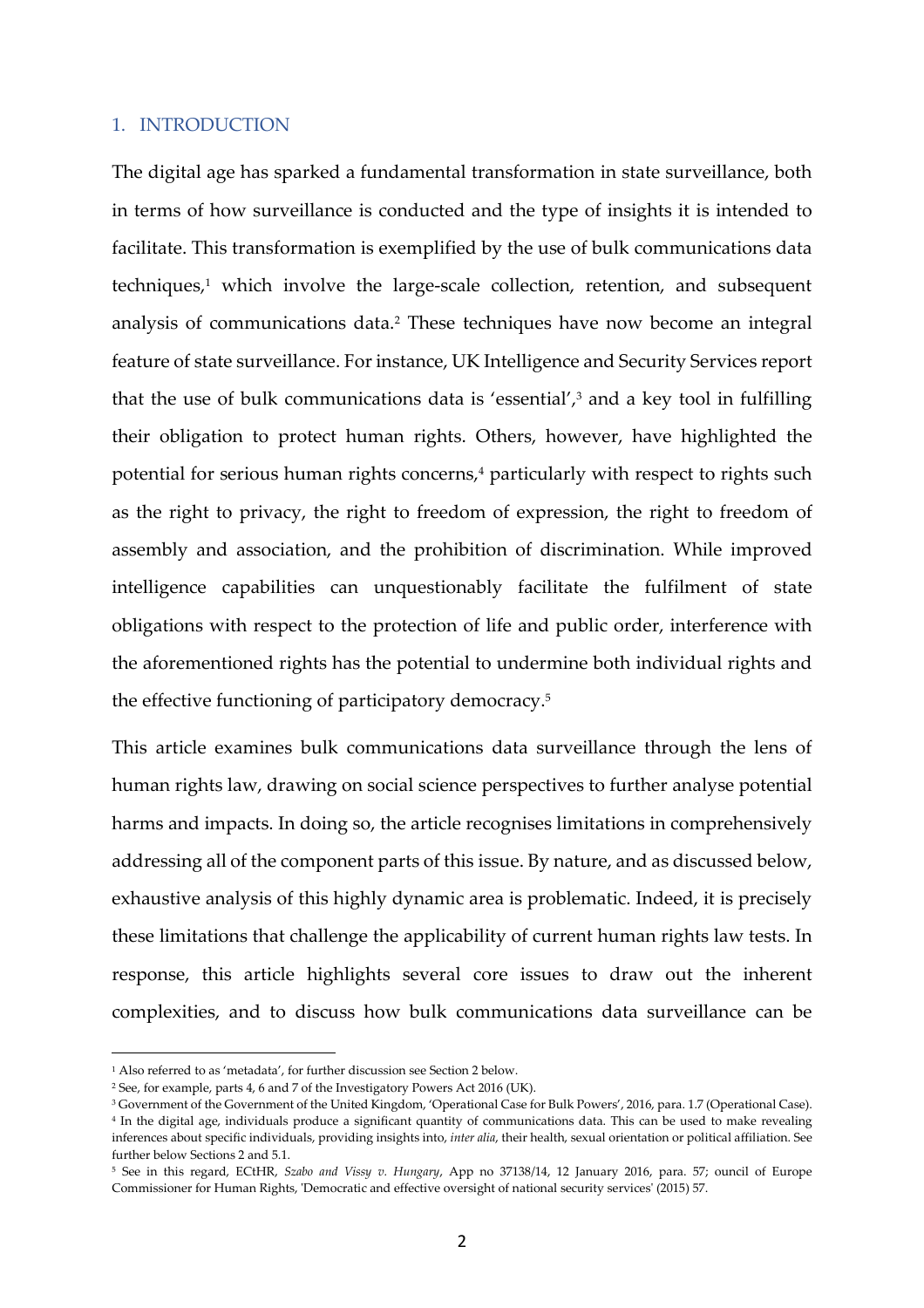## 1. INTRODUCTION

The digital age has sparked a fundamental transformation in state surveillance, both in terms of how surveillance is conducted and the type of insights it is intended to facilitate. This transformation is exemplified by the use of bulk communications data techniques,[1] which involve the large-scale collection, retention, and subsequent analysis of communications data.[2] These techniques have now become an integral feature of state surveillance. For instance, UK Intelligence and Security Services report that the use of bulk communications data is 'essential',[3] and a key tool in fulfilling their obligation to protect human rights. Others, however, have highlighted the potential for serious human rights concerns,[4] particularly with respect to rights such as the right to privacy, the right to freedom of expression, the right to freedom of assembly and association, and the prohibition of discrimination. While improved intelligence capabilities can unquestionably facilitate the fulfilment of state obligations with respect to the protection of life and public order, interference with the aforementioned rights has the potential to undermine both individual rights and the effective functioning of participatory democracy.[5]

This article examines bulk communications data surveillance through the lens of human rights law, drawing on social science perspectives to further analyse potential harms and impacts. In doing so, the article recognises limitations in comprehensively addressing all of the component parts of this issue. By nature, and as discussed below, exhaustive analysis of this highly dynamic area is problematic. Indeed, it is precisely these limitations that challenge the applicability of current human rights law tests. In response, this article highlights several core issues to draw out the inherent complexities, and to discuss how bulk communications data surveillance can be

---

[1] Also referred to as 'metadata', for further discussion see Section 2 below.

[2] See, for example, parts 4, 6 and 7 of the Investigatory Powers Act 2016 (UK).

[3] Government of the Government of the United Kingdom, 'Operational Case for Bulk Powers', 2016, para. 1.7 (Operational Case).

[4] In the digital age, individuals produce a significant quantity of communications data. This can be used to make revealing inferences about specific individuals, providing insights into, *inter alia*, their health, sexual orientation or political affiliation. See further below Sections 2 and 5.1.

[5] See in this regard, ECtHR, *Szabo and Vissy v. Hungary*, App no 37138/14, 12 January 2016, para. 57; ouncil of Europe Commissioner for Human Rights, 'Democratic and effective oversight of national security services' (2015) 57.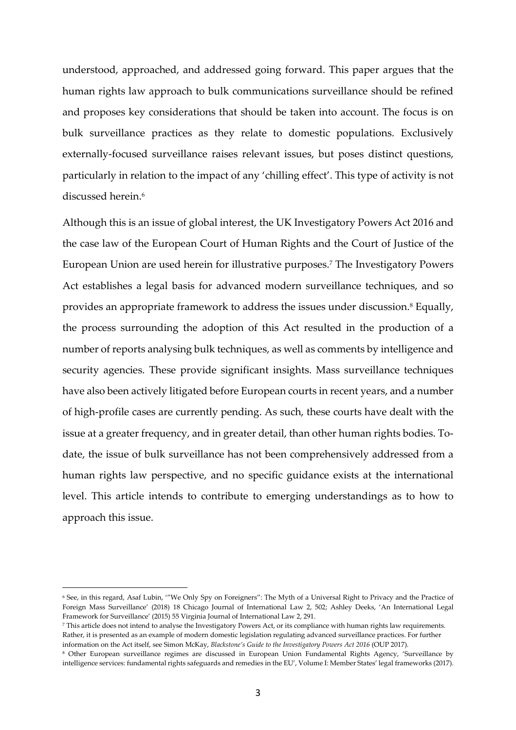understood, approached, and addressed going forward. This paper argues that the human rights law approach to bulk communications surveillance should be refined and proposes key considerations that should be taken into account. The focus is on bulk surveillance practices as they relate to domestic populations. Exclusively externally-focused surveillance raises relevant issues, but poses distinct questions, particularly in relation to the impact of any 'chilling effect'. This type of activity is not discussed herein.[6]

Although this is an issue of global interest, the UK Investigatory Powers Act 2016 and the case law of the European Court of Human Rights and the Court of Justice of the European Union are used herein for illustrative purposes.[7] The Investigatory Powers Act establishes a legal basis for advanced modern surveillance techniques, and so provides an appropriate framework to address the issues under discussion.[8] Equally, the process surrounding the adoption of this Act resulted in the production of a number of reports analysing bulk techniques, as well as comments by intelligence and security agencies. These provide significant insights. Mass surveillance techniques have also been actively litigated before European courts in recent years, and a number of high-profile cases are currently pending. As such, these courts have dealt with the issue at a greater frequency, and in greater detail, than other human rights bodies. To-date, the issue of bulk surveillance has not been comprehensively addressed from a human rights law perspective, and no specific guidance exists at the international level. This article intends to contribute to emerging understandings as to how to approach this issue.

---

[6] See, in this regard, Asaf Lubin, '"We Only Spy on Foreigners": The Myth of a Universal Right to Privacy and the Practice of Foreign Mass Surveillance' (2018) 18 Chicago Journal of International Law 2, 502; Ashley Deeks, 'An International Legal Framework for Surveillance' (2015) 55 Virginia Journal of International Law 2, 291.

[7] This article does not intend to analyse the Investigatory Powers Act, or its compliance with human rights law requirements. Rather, it is presented as an example of modern domestic legislation regulating advanced surveillance practices. For further information on the Act itself, see Simon McKay, *Blackstone's Guide to the Investigatory Powers Act 2016* (OUP 2017).

[8] Other European surveillance regimes are discussed in European Union Fundamental Rights Agency, 'Surveillance by intelligence services: fundamental rights safeguards and remedies in the EU', Volume I: Member States' legal frameworks (2017).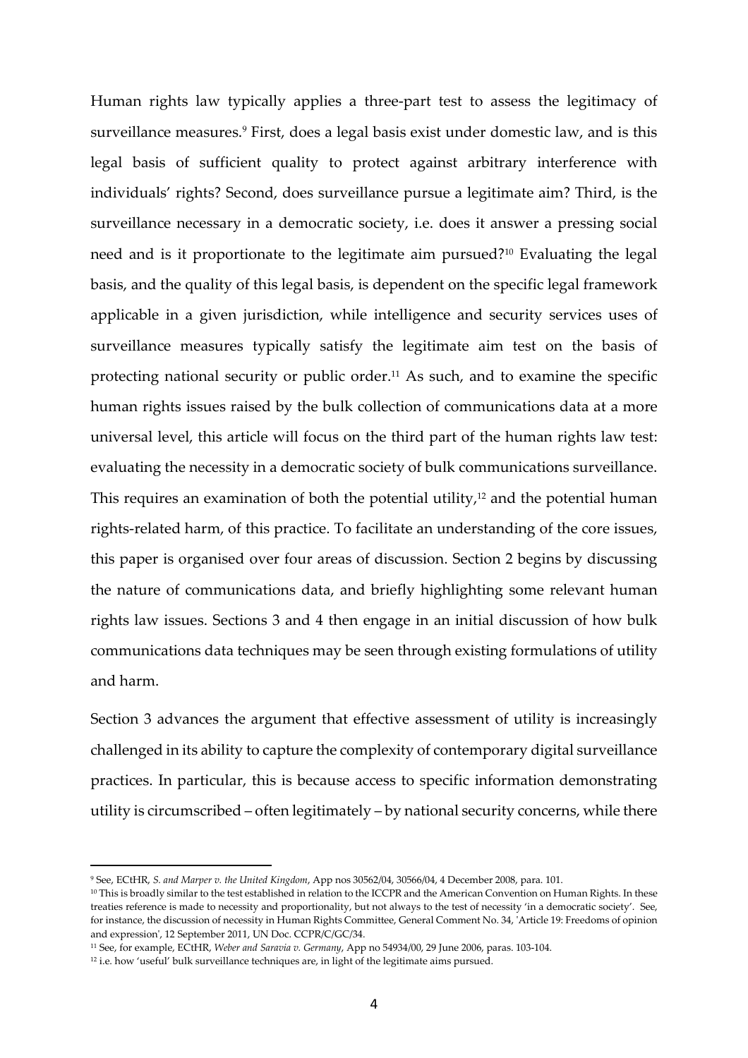Human rights law typically applies a three-part test to assess the legitimacy of surveillance measures.[9] First, does a legal basis exist under domestic law, and is this legal basis of sufficient quality to protect against arbitrary interference with individuals' rights? Second, does surveillance pursue a legitimate aim? Third, is the surveillance necessary in a democratic society, i.e. does it answer a pressing social need and is it proportionate to the legitimate aim pursued?[10] Evaluating the legal basis, and the quality of this legal basis, is dependent on the specific legal framework applicable in a given jurisdiction, while intelligence and security services uses of surveillance measures typically satisfy the legitimate aim test on the basis of protecting national security or public order.[11] As such, and to examine the specific human rights issues raised by the bulk collection of communications data at a more universal level, this article will focus on the third part of the human rights law test: evaluating the necessity in a democratic society of bulk communications surveillance. This requires an examination of both the potential utility,[12] and the potential human rights-related harm, of this practice. To facilitate an understanding of the core issues, this paper is organised over four areas of discussion. Section 2 begins by discussing the nature of communications data, and briefly highlighting some relevant human rights law issues. Sections 3 and 4 then engage in an initial discussion of how bulk communications data techniques may be seen through existing formulations of utility and harm.

Section 3 advances the argument that effective assessment of utility is increasingly challenged in its ability to capture the complexity of contemporary digital surveillance practices. In particular, this is because access to specific information demonstrating utility is circumscribed – often legitimately – by national security concerns, while there

---

[9] See, ECtHR, *S. and Marper v. the United Kingdom*, App nos 30562/04, 30566/04, 4 December 2008, para. 101.

[10] This is broadly similar to the test established in relation to the ICCPR and the American Convention on Human Rights. In these treaties reference is made to necessity and proportionality, but not always to the test of necessity 'in a democratic society'. See, for instance, the discussion of necessity in Human Rights Committee, General Comment No. 34, 'Article 19: Freedoms of opinion and expression', 12 September 2011, UN Doc. CCPR/C/GC/34.

[11] See, for example, ECtHR, *Weber and Saravia v. Germany*, App no 54934/00, 29 June 2006, paras. 103-104.

[12] i.e. how 'useful' bulk surveillance techniques are, in light of the legitimate aims pursued.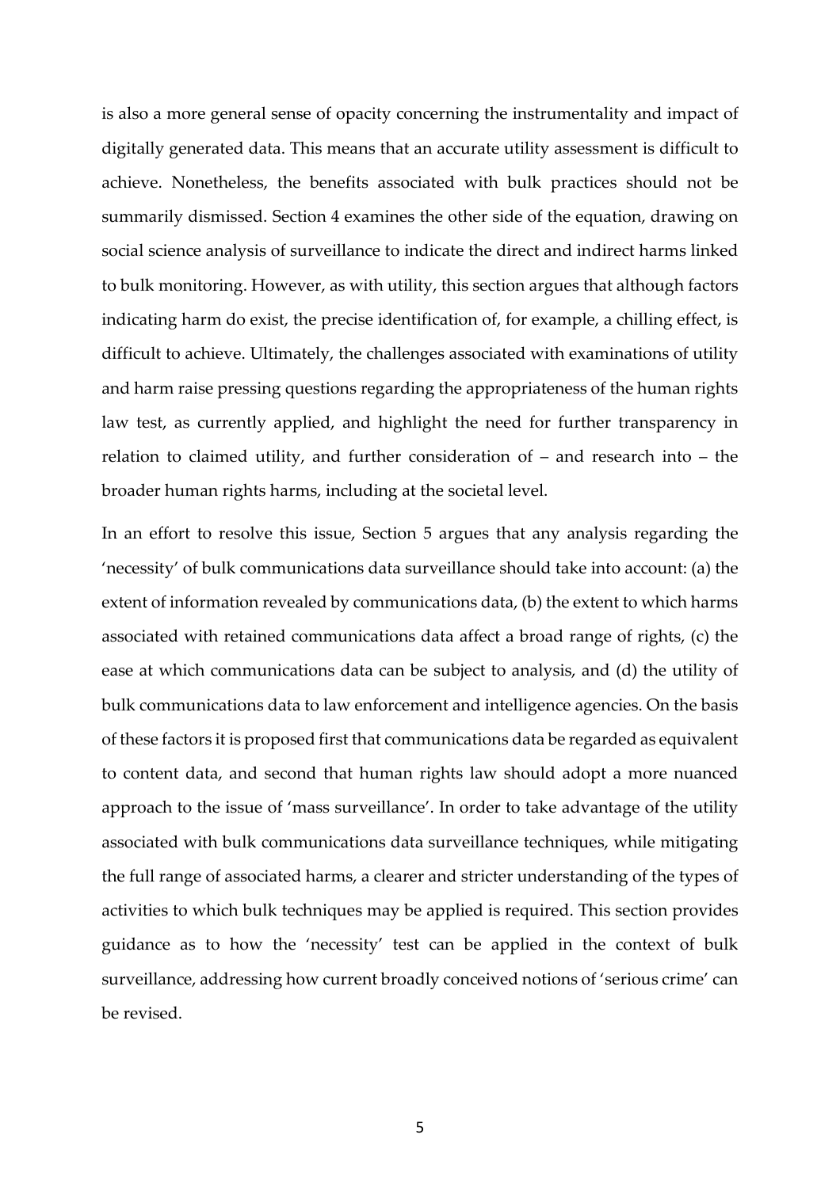is also a more general sense of opacity concerning the instrumentality and impact of digitally generated data. This means that an accurate utility assessment is difficult to achieve. Nonetheless, the benefits associated with bulk practices should not be summarily dismissed. Section 4 examines the other side of the equation, drawing on social science analysis of surveillance to indicate the direct and indirect harms linked to bulk monitoring. However, as with utility, this section argues that although factors indicating harm do exist, the precise identification of, for example, a chilling effect, is difficult to achieve. Ultimately, the challenges associated with examinations of utility and harm raise pressing questions regarding the appropriateness of the human rights law test, as currently applied, and highlight the need for further transparency in relation to claimed utility, and further consideration of – and research into – the broader human rights harms, including at the societal level.

In an effort to resolve this issue, Section 5 argues that any analysis regarding the 'necessity' of bulk communications data surveillance should take into account: (a) the extent of information revealed by communications data, (b) the extent to which harms associated with retained communications data affect a broad range of rights, (c) the ease at which communications data can be subject to analysis, and (d) the utility of bulk communications data to law enforcement and intelligence agencies. On the basis of these factors it is proposed first that communications data be regarded as equivalent to content data, and second that human rights law should adopt a more nuanced approach to the issue of 'mass surveillance'. In order to take advantage of the utility associated with bulk communications data surveillance techniques, while mitigating the full range of associated harms, a clearer and stricter understanding of the types of activities to which bulk techniques may be applied is required. This section provides guidance as to how the 'necessity' test can be applied in the context of bulk surveillance, addressing how current broadly conceived notions of 'serious crime' can be revised.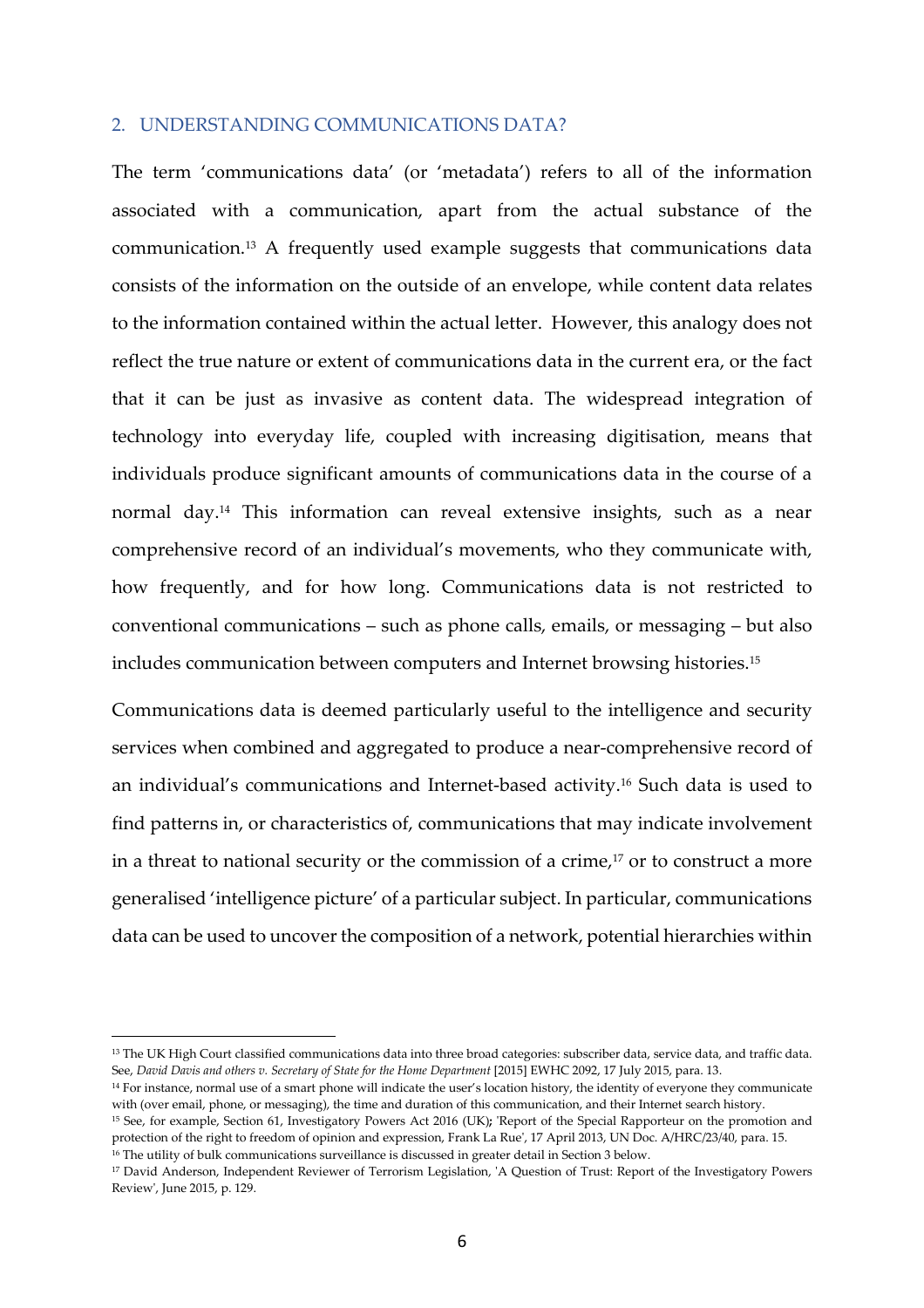## 2. UNDERSTANDING COMMUNICATIONS DATA?

The term 'communications data' (or 'metadata') refers to all of the information associated with a communication, apart from the actual substance of the communication.[13] A frequently used example suggests that communications data consists of the information on the outside of an envelope, while content data relates to the information contained within the actual letter. However, this analogy does not reflect the true nature or extent of communications data in the current era, or the fact that it can be just as invasive as content data. The widespread integration of technology into everyday life, coupled with increasing digitisation, means that individuals produce significant amounts of communications data in the course of a normal day.[14] This information can reveal extensive insights, such as a near comprehensive record of an individual's movements, who they communicate with, how frequently, and for how long. Communications data is not restricted to conventional communications – such as phone calls, emails, or messaging – but also includes communication between computers and Internet browsing histories.[15]

Communications data is deemed particularly useful to the intelligence and security services when combined and aggregated to produce a near-comprehensive record of an individual's communications and Internet-based activity.[16] Such data is used to find patterns in, or characteristics of, communications that may indicate involvement in a threat to national security or the commission of a crime,[17] or to construct a more generalised 'intelligence picture' of a particular subject. In particular, communications data can be used to uncover the composition of a network, potential hierarchies within

---

[13] The UK High Court classified communications data into three broad categories: subscriber data, service data, and traffic data. See, *David Davis and others v. Secretary of State for the Home Department* [2015] EWHC 2092, 17 July 2015, para. 13.

[14] For instance, normal use of a smart phone will indicate the user's location history, the identity of everyone they communicate with (over email, phone, or messaging), the time and duration of this communication, and their Internet search history.

[15] See, for example, Section 61, Investigatory Powers Act 2016 (UK); 'Report of the Special Rapporteur on the promotion and protection of the right to freedom of opinion and expression, Frank La Rue', 17 April 2013, UN Doc. A/HRC/23/40, para. 15.

[16] The utility of bulk communications surveillance is discussed in greater detail in Section 3 below.

[17] David Anderson, Independent Reviewer of Terrorism Legislation, 'A Question of Trust: Report of the Investigatory Powers Review', June 2015, p. 129.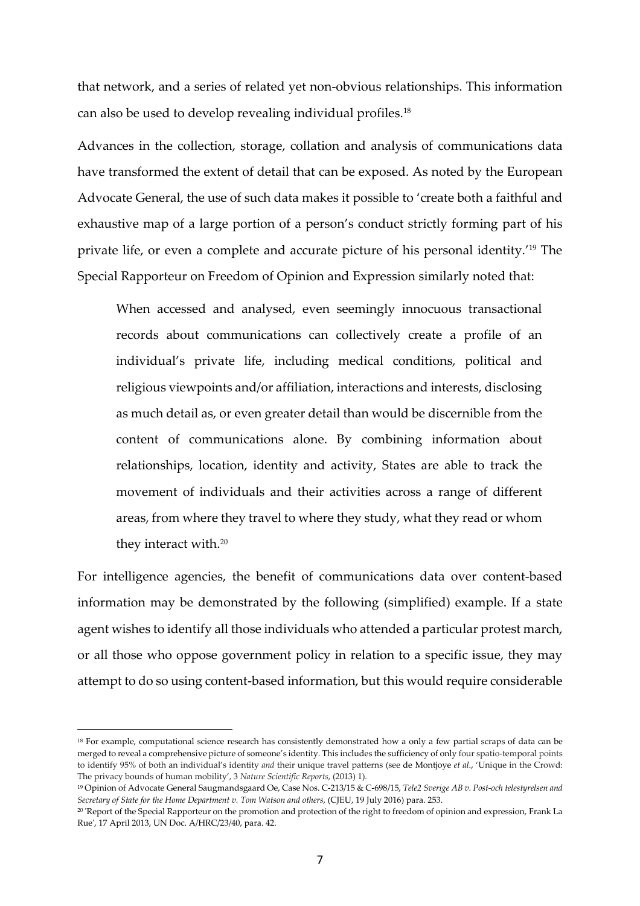that network, and a series of related yet non-obvious relationships. This information can also be used to develop revealing individual profiles.[18]

Advances in the collection, storage, collation and analysis of communications data have transformed the extent of detail that can be exposed. As noted by the European Advocate General, the use of such data makes it possible to 'create both a faithful and exhaustive map of a large portion of a person's conduct strictly forming part of his private life, or even a complete and accurate picture of his personal identity.'[19] The Special Rapporteur on Freedom of Opinion and Expression similarly noted that:

> When accessed and analysed, even seemingly innocuous transactional records about communications can collectively create a profile of an individual's private life, including medical conditions, political and religious viewpoints and/or affiliation, interactions and interests, disclosing as much detail as, or even greater detail than would be discernible from the content of communications alone. By combining information about relationships, location, identity and activity, States are able to track the movement of individuals and their activities across a range of different areas, from where they travel to where they study, what they read or whom they interact with.[20]

For intelligence agencies, the benefit of communications data over content-based information may be demonstrated by the following (simplified) example. If a state agent wishes to identify all those individuals who attended a particular protest march, or all those who oppose government policy in relation to a specific issue, they may attempt to do so using content-based information, but this would require considerable

---

[18] For example, computational science research has consistently demonstrated how a only a few partial scraps of data can be merged to reveal a comprehensive picture of someone's identity. This includes the sufficiency of only four spatio-temporal points to identify 95% of both an individual's identity *and* their unique travel patterns (see de Montjoye *et al.*, 'Unique in the Crowd: The privacy bounds of human mobility', 3 *Nature Scientific Reports*, (2013) 1).

[19] Opinion of Advocate General Saugmandsgaard Oe, Case Nos. C-213/15 & C-698/15, *Tele2 Sverige AB v. Post-och telestyrelsen and Secretary of State for the Home Department v. Tom Watson and others*, (CJEU, 19 July 2016) para. 253.

[20] 'Report of the Special Rapporteur on the promotion and protection of the right to freedom of opinion and expression, Frank La Rue', 17 April 2013, UN Doc. A/HRC/23/40, para. 42.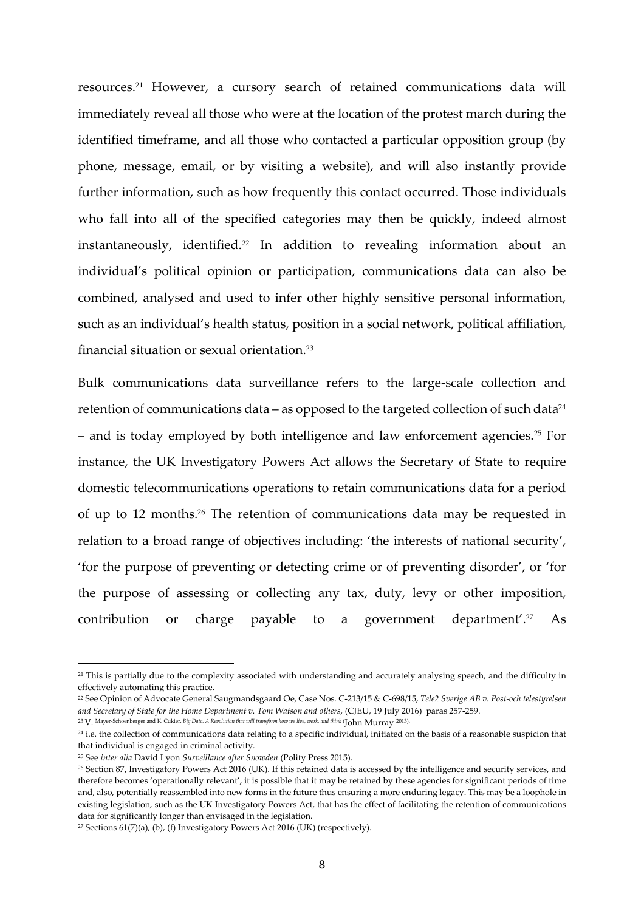resources.[21] However, a cursory search of retained communications data will immediately reveal all those who were at the location of the protest march during the identified timeframe, and all those who contacted a particular opposition group (by phone, message, email, or by visiting a website), and will also instantly provide further information, such as how frequently this contact occurred. Those individuals who fall into all of the specified categories may then be quickly, indeed almost instantaneously, identified.[22] In addition to revealing information about an individual's political opinion or participation, communications data can also be combined, analysed and used to infer other highly sensitive personal information, such as an individual's health status, position in a social network, political affiliation, financial situation or sexual orientation.[23]

Bulk communications data surveillance refers to the large-scale collection and retention of communications data – as opposed to the targeted collection of such data[24] – and is today employed by both intelligence and law enforcement agencies.[25] For instance, the UK Investigatory Powers Act allows the Secretary of State to require domestic telecommunications operations to retain communications data for a period of up to 12 months.[26] The retention of communications data may be requested in relation to a broad range of objectives including: 'the interests of national security', 'for the purpose of preventing or detecting crime or of preventing disorder', or 'for the purpose of assessing or collecting any tax, duty, levy or other imposition, contribution or charge payable to a government department'.[27] As

---

[21] This is partially due to the complexity associated with understanding and accurately analysing speech, and the difficulty in effectively automating this practice.

[22] See Opinion of Advocate General Saugmandsgaard Oe, Case Nos. C-213/15 & C-698/15, *Tele2 Sverige AB v. Post-och telestyrelsen and Secretary of State for the Home Department v. Tom Watson and others*, (CJEU, 19 July 2016) paras 257-259.

[23] V. Mayer-Schoenberger and K. Cukier, *Big Data. A Revolution that will transform how we live, work, and think* (John Murray 2013).

[24] i.e. the collection of communications data relating to a specific individual, initiated on the basis of a reasonable suspicion that that individual is engaged in criminal activity.

[25] See *inter alia* David Lyon *Surveillance after Snowden* (Polity Press 2015).

[26] Section 87, Investigatory Powers Act 2016 (UK). If this retained data is accessed by the intelligence and security services, and therefore becomes 'operationally relevant', it is possible that it may be retained by these agencies for significant periods of time and, also, potentially reassembled into new forms in the future thus ensuring a more enduring legacy. This may be a loophole in existing legislation, such as the UK Investigatory Powers Act, that has the effect of facilitating the retention of communications data for significantly longer than envisaged in the legislation.

[27] Sections 61(7)(a), (b), (f) Investigatory Powers Act 2016 (UK) (respectively).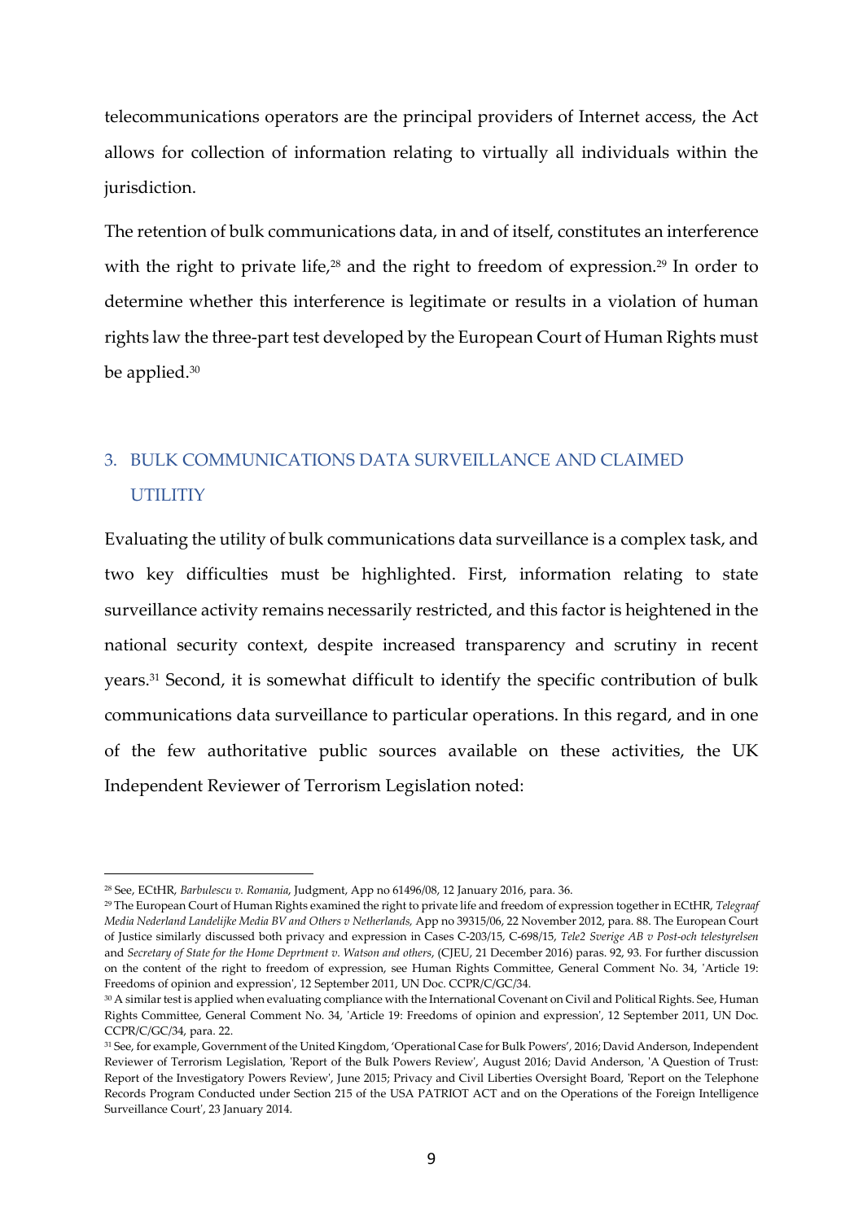telecommunications operators are the principal providers of Internet access, the Act allows for collection of information relating to virtually all individuals within the jurisdiction.

The retention of bulk communications data, in and of itself, constitutes an interference with the right to private life,[28] and the right to freedom of expression.[29] In order to determine whether this interference is legitimate or results in a violation of human rights law the three-part test developed by the European Court of Human Rights must be applied.[30]

## 3. BULK COMMUNICATIONS DATA SURVEILLANCE AND CLAIMED UTILITIY

Evaluating the utility of bulk communications data surveillance is a complex task, and two key difficulties must be highlighted. First, information relating to state surveillance activity remains necessarily restricted, and this factor is heightened in the national security context, despite increased transparency and scrutiny in recent years.[31] Second, it is somewhat difficult to identify the specific contribution of bulk communications data surveillance to particular operations. In this regard, and in one of the few authoritative public sources available on these activities, the UK Independent Reviewer of Terrorism Legislation noted:

---

[28] See, ECtHR, *Barbulescu v. Romania*, Judgment, App no 61496/08, 12 January 2016, para. 36.

[29] The European Court of Human Rights examined the right to private life and freedom of expression together in ECtHR, *Telegraaf Media Nederland Landelijke Media BV and Others v Netherlands*, App no 39315/06, 22 November 2012, para. 88. The European Court of Justice similarly discussed both privacy and expression in Cases C-203/15, C-698/15, *Tele2 Sverige AB v Post-och telestyrelsen* and *Secretary of State for the Home Deprtment v. Watson and others*, (CJEU, 21 December 2016) paras. 92, 93. For further discussion on the content of the right to freedom of expression, see Human Rights Committee, General Comment No. 34, 'Article 19: Freedoms of opinion and expression', 12 September 2011, UN Doc. CCPR/C/GC/34.

[30] A similar test is applied when evaluating compliance with the International Covenant on Civil and Political Rights. See, Human Rights Committee, General Comment No. 34, 'Article 19: Freedoms of opinion and expression', 12 September 2011, UN Doc. CCPR/C/GC/34, para. 22.

[31] See, for example, Government of the United Kingdom, 'Operational Case for Bulk Powers', 2016; David Anderson, Independent Reviewer of Terrorism Legislation, 'Report of the Bulk Powers Review', August 2016; David Anderson, 'A Question of Trust: Report of the Investigatory Powers Review', June 2015; Privacy and Civil Liberties Oversight Board, 'Report on the Telephone Records Program Conducted under Section 215 of the USA PATRIOT ACT and on the Operations of the Foreign Intelligence Surveillance Court', 23 January 2014.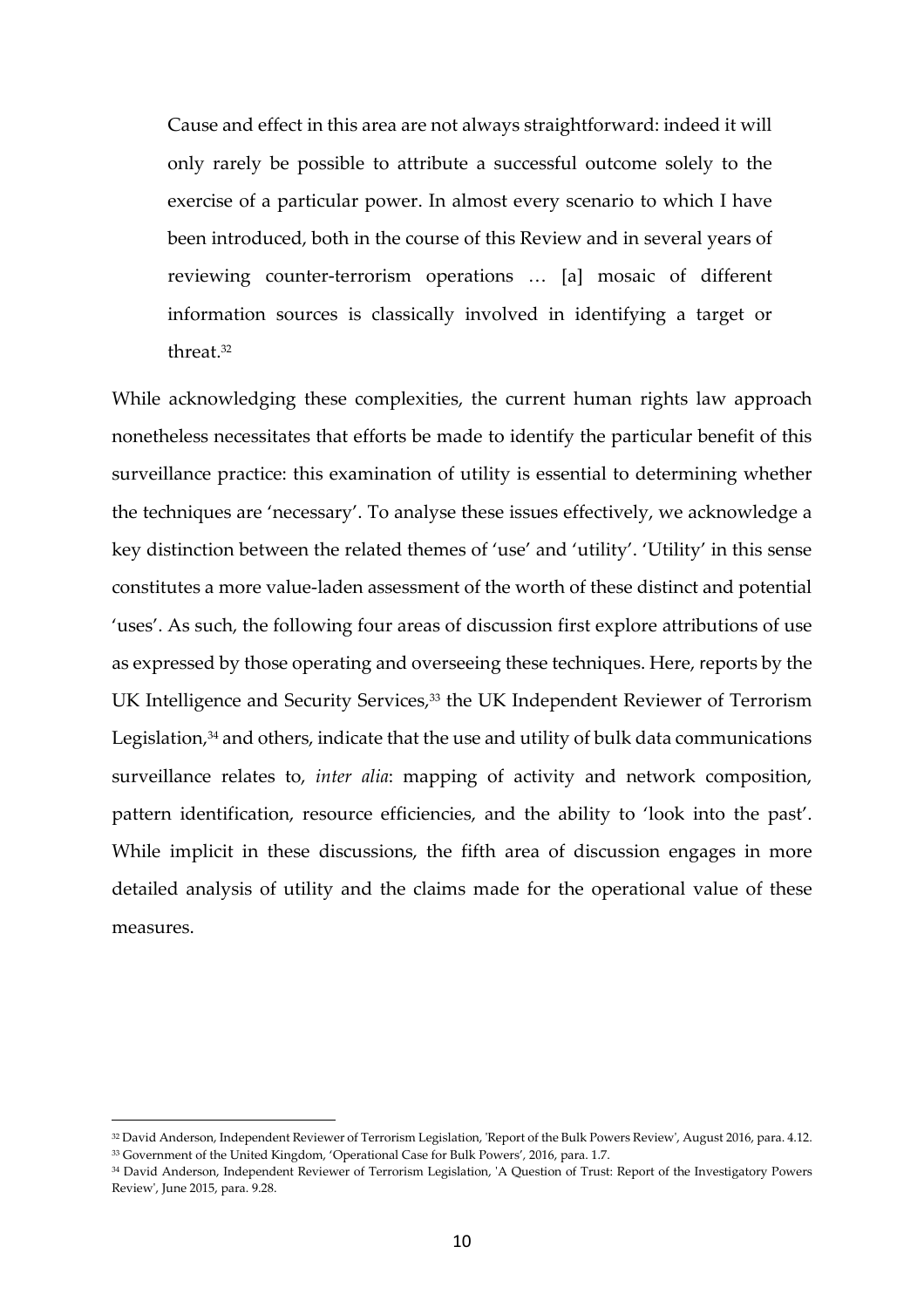> Cause and effect in this area are not always straightforward: indeed it will only rarely be possible to attribute a successful outcome solely to the exercise of a particular power. In almost every scenario to which I have been introduced, both in the course of this Review and in several years of reviewing counter-terrorism operations … [a] mosaic of different information sources is classically involved in identifying a target or threat.[32]

While acknowledging these complexities, the current human rights law approach nonetheless necessitates that efforts be made to identify the particular benefit of this surveillance practice: this examination of utility is essential to determining whether the techniques are 'necessary'. To analyse these issues effectively, we acknowledge a key distinction between the related themes of 'use' and 'utility'. 'Utility' in this sense constitutes a more value-laden assessment of the worth of these distinct and potential 'uses'. As such, the following four areas of discussion first explore attributions of use as expressed by those operating and overseeing these techniques. Here, reports by the UK Intelligence and Security Services,[33] the UK Independent Reviewer of Terrorism Legislation,[34] and others, indicate that the use and utility of bulk data communications surveillance relates to, *inter alia*: mapping of activity and network composition, pattern identification, resource efficiencies, and the ability to 'look into the past'. While implicit in these discussions, the fifth area of discussion engages in more detailed analysis of utility and the claims made for the operational value of these measures.

---

[32] David Anderson, Independent Reviewer of Terrorism Legislation, 'Report of the Bulk Powers Review', August 2016, para. 4.12.

[33] Government of the United Kingdom, 'Operational Case for Bulk Powers', 2016, para. 1.7.

[34] David Anderson, Independent Reviewer of Terrorism Legislation, 'A Question of Trust: Report of the Investigatory Powers Review', June 2015, para. 9.28.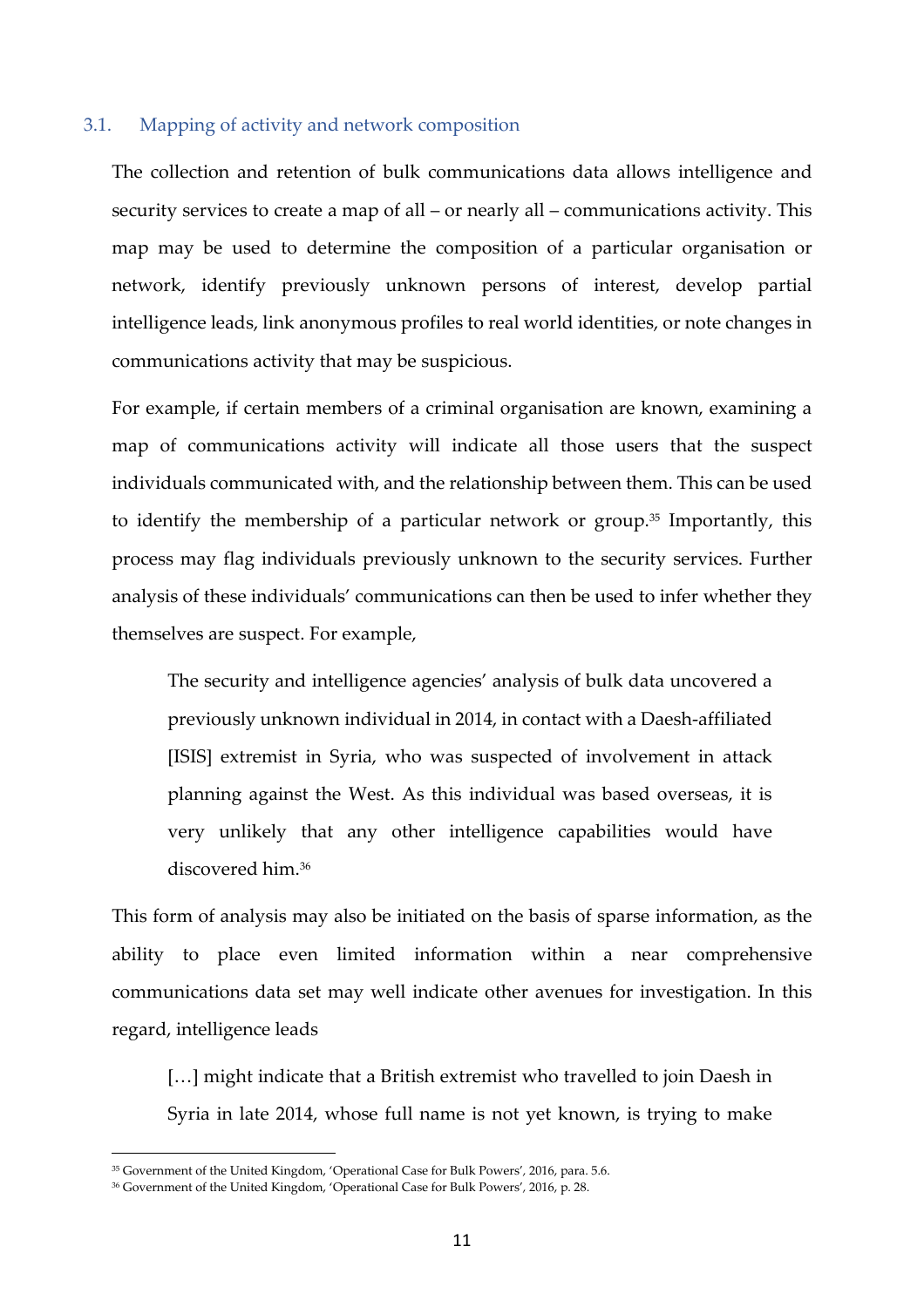### 3.1. Mapping of activity and network composition

The collection and retention of bulk communications data allows intelligence and security services to create a map of all – or nearly all – communications activity. This map may be used to determine the composition of a particular organisation or network, identify previously unknown persons of interest, develop partial intelligence leads, link anonymous profiles to real world identities, or note changes in communications activity that may be suspicious.

For example, if certain members of a criminal organisation are known, examining a map of communications activity will indicate all those users that the suspect individuals communicated with, and the relationship between them. This can be used to identify the membership of a particular network or group.[35] Importantly, this process may flag individuals previously unknown to the security services. Further analysis of these individuals' communications can then be used to infer whether they themselves are suspect. For example,

> The security and intelligence agencies' analysis of bulk data uncovered a previously unknown individual in 2014, in contact with a Daesh-affiliated [ISIS] extremist in Syria, who was suspected of involvement in attack planning against the West. As this individual was based overseas, it is very unlikely that any other intelligence capabilities would have discovered him.[36]

This form of analysis may also be initiated on the basis of sparse information, as the ability to place even limited information within a near comprehensive communications data set may well indicate other avenues for investigation. In this regard, intelligence leads

> […] might indicate that a British extremist who travelled to join Daesh in Syria in late 2014, whose full name is not yet known, is trying to make

---

[35] Government of the United Kingdom, 'Operational Case for Bulk Powers', 2016, para. 5.6.

[36] Government of the United Kingdom, 'Operational Case for Bulk Powers', 2016, p. 28.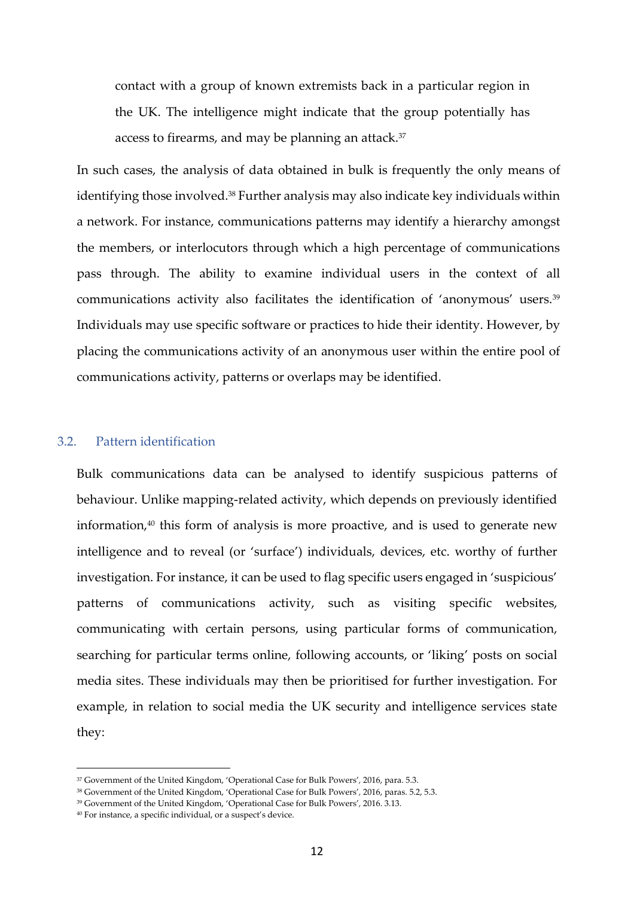> contact with a group of known extremists back in a particular region in the UK. The intelligence might indicate that the group potentially has access to firearms, and may be planning an attack.[37]

In such cases, the analysis of data obtained in bulk is frequently the only means of identifying those involved.[38] Further analysis may also indicate key individuals within a network. For instance, communications patterns may identify a hierarchy amongst the members, or interlocutors through which a high percentage of communications pass through. The ability to examine individual users in the context of all communications activity also facilitates the identification of 'anonymous' users.[39] Individuals may use specific software or practices to hide their identity. However, by placing the communications activity of an anonymous user within the entire pool of communications activity, patterns or overlaps may be identified.

### 3.2. Pattern identification

Bulk communications data can be analysed to identify suspicious patterns of behaviour. Unlike mapping-related activity, which depends on previously identified information,[40] this form of analysis is more proactive, and is used to generate new intelligence and to reveal (or 'surface') individuals, devices, etc. worthy of further investigation. For instance, it can be used to flag specific users engaged in 'suspicious' patterns of communications activity, such as visiting specific websites, communicating with certain persons, using particular forms of communication, searching for particular terms online, following accounts, or 'liking' posts on social media sites. These individuals may then be prioritised for further investigation. For example, in relation to social media the UK security and intelligence services state they:

---

[37] Government of the United Kingdom, 'Operational Case for Bulk Powers', 2016, para. 5.3.

[38] Government of the United Kingdom, 'Operational Case for Bulk Powers', 2016, paras. 5.2, 5.3.

[39] Government of the United Kingdom, 'Operational Case for Bulk Powers', 2016. 3.13.

[40] For instance, a specific individual, or a suspect's device.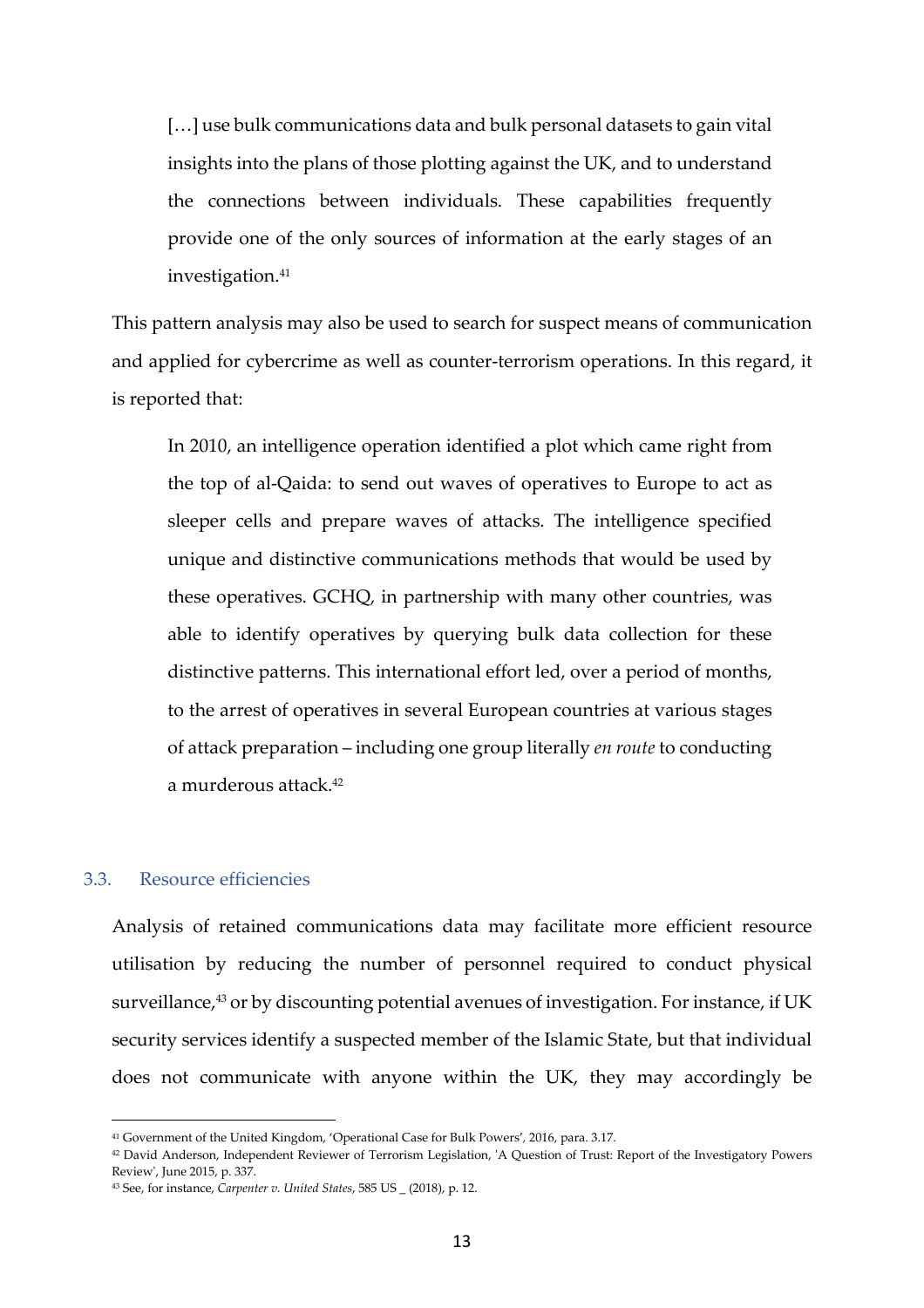> […] use bulk communications data and bulk personal datasets to gain vital insights into the plans of those plotting against the UK, and to understand the connections between individuals. These capabilities frequently provide one of the only sources of information at the early stages of an investigation.[41]

This pattern analysis may also be used to search for suspect means of communication and applied for cybercrime as well as counter-terrorism operations. In this regard, it is reported that:

> In 2010, an intelligence operation identified a plot which came right from the top of al-Qaida: to send out waves of operatives to Europe to act as sleeper cells and prepare waves of attacks. The intelligence specified unique and distinctive communications methods that would be used by these operatives. GCHQ, in partnership with many other countries, was able to identify operatives by querying bulk data collection for these distinctive patterns. This international effort led, over a period of months, to the arrest of operatives in several European countries at various stages of attack preparation – including one group literally *en route* to conducting a murderous attack.[42]

### 3.3. Resource efficiencies

Analysis of retained communications data may facilitate more efficient resource utilisation by reducing the number of personnel required to conduct physical surveillance,[43] or by discounting potential avenues of investigation. For instance, if UK security services identify a suspected member of the Islamic State, but that individual does not communicate with anyone within the UK, they may accordingly be

---

[41] Government of the United Kingdom, 'Operational Case for Bulk Powers', 2016, para. 3.17.

[42] David Anderson, Independent Reviewer of Terrorism Legislation, 'A Question of Trust: Report of the Investigatory Powers Review', June 2015, p. 337.

[43] See, for instance, *Carpenter v. United States*, 585 US _ (2018), p. 12.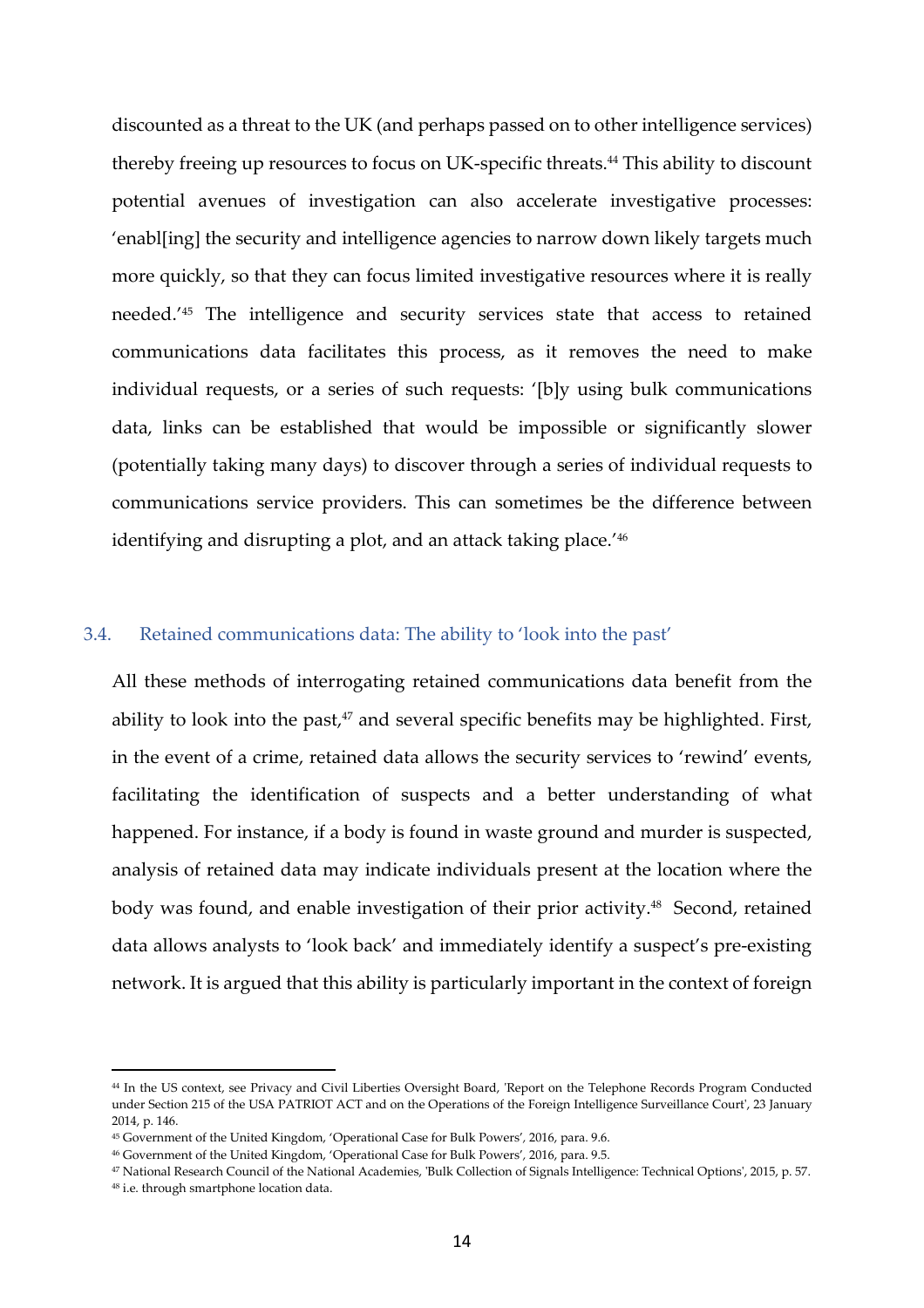discounted as a threat to the UK (and perhaps passed on to other intelligence services) thereby freeing up resources to focus on UK-specific threats.[44] This ability to discount potential avenues of investigation can also accelerate investigative processes: 'enabl[ing] the security and intelligence agencies to narrow down likely targets much more quickly, so that they can focus limited investigative resources where it is really needed.'[45] The intelligence and security services state that access to retained communications data facilitates this process, as it removes the need to make individual requests, or a series of such requests: '[b]y using bulk communications data, links can be established that would be impossible or significantly slower (potentially taking many days) to discover through a series of individual requests to communications service providers. This can sometimes be the difference between identifying and disrupting a plot, and an attack taking place.'[46]

### 3.4. Retained communications data: The ability to 'look into the past'

All these methods of interrogating retained communications data benefit from the ability to look into the past,[47] and several specific benefits may be highlighted. First, in the event of a crime, retained data allows the security services to 'rewind' events, facilitating the identification of suspects and a better understanding of what happened. For instance, if a body is found in waste ground and murder is suspected, analysis of retained data may indicate individuals present at the location where the body was found, and enable investigation of their prior activity.[48] Second, retained data allows analysts to 'look back' and immediately identify a suspect's pre-existing network. It is argued that this ability is particularly important in the context of foreign

---

[44] In the US context, see Privacy and Civil Liberties Oversight Board, 'Report on the Telephone Records Program Conducted under Section 215 of the USA PATRIOT ACT and on the Operations of the Foreign Intelligence Surveillance Court', 23 January 2014, p. 146.

[45] Government of the United Kingdom, 'Operational Case for Bulk Powers', 2016, para. 9.6.

[46] Government of the United Kingdom, 'Operational Case for Bulk Powers', 2016, para. 9.5.

[47] National Research Council of the National Academies, 'Bulk Collection of Signals Intelligence: Technical Options', 2015, p. 57.

[48] i.e. through smartphone location data.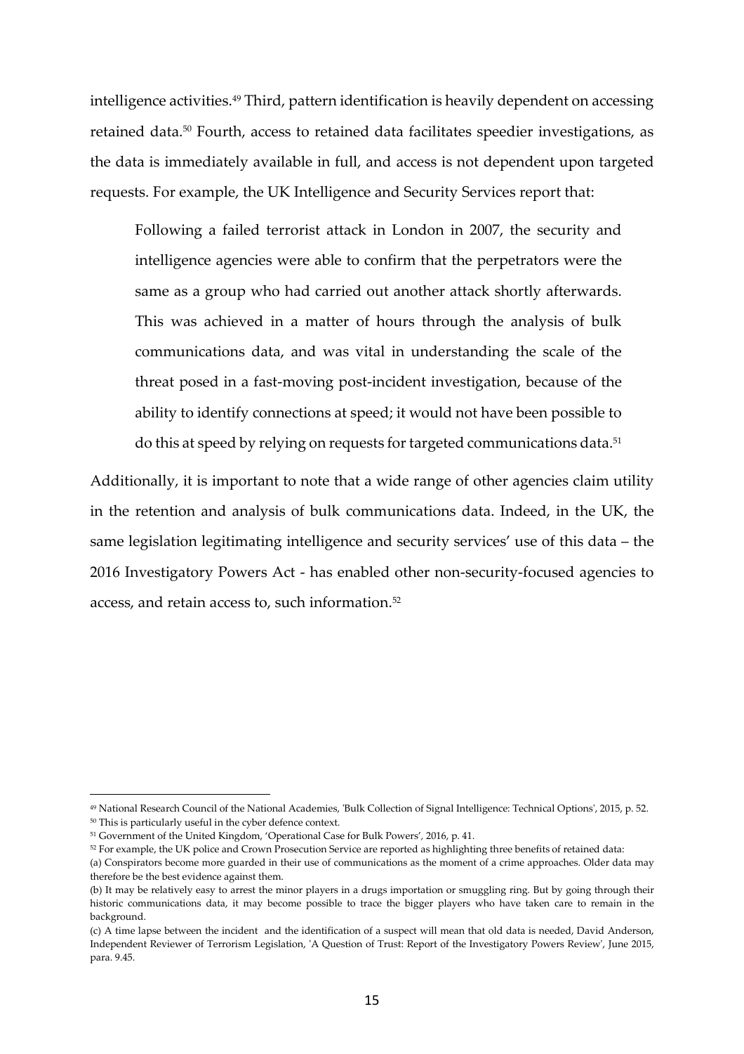intelligence activities.[49] Third, pattern identification is heavily dependent on accessing retained data.[50] Fourth, access to retained data facilitates speedier investigations, as the data is immediately available in full, and access is not dependent upon targeted requests. For example, the UK Intelligence and Security Services report that:

> Following a failed terrorist attack in London in 2007, the security and intelligence agencies were able to confirm that the perpetrators were the same as a group who had carried out another attack shortly afterwards. This was achieved in a matter of hours through the analysis of bulk communications data, and was vital in understanding the scale of the threat posed in a fast-moving post-incident investigation, because of the ability to identify connections at speed; it would not have been possible to do this at speed by relying on requests for targeted communications data.[51]

Additionally, it is important to note that a wide range of other agencies claim utility in the retention and analysis of bulk communications data. Indeed, in the UK, the same legislation legitimating intelligence and security services' use of this data – the 2016 Investigatory Powers Act - has enabled other non-security-focused agencies to access, and retain access to, such information.[52]

---

[49] National Research Council of the National Academies, 'Bulk Collection of Signal Intelligence: Technical Options', 2015, p. 52.

[50] This is particularly useful in the cyber defence context.

[51] Government of the United Kingdom, 'Operational Case for Bulk Powers', 2016, p. 41.

[52] For example, the UK police and Crown Prosecution Service are reported as highlighting three benefits of retained data:

(a) Conspirators become more guarded in their use of communications as the moment of a crime approaches. Older data may therefore be the best evidence against them.

(b) It may be relatively easy to arrest the minor players in a drugs importation or smuggling ring. But by going through their historic communications data, it may become possible to trace the bigger players who have taken care to remain in the background.

(c) A time lapse between the incident and the identification of a suspect will mean that old data is needed, David Anderson, Independent Reviewer of Terrorism Legislation, 'A Question of Trust: Report of the Investigatory Powers Review', June 2015, para. 9.45.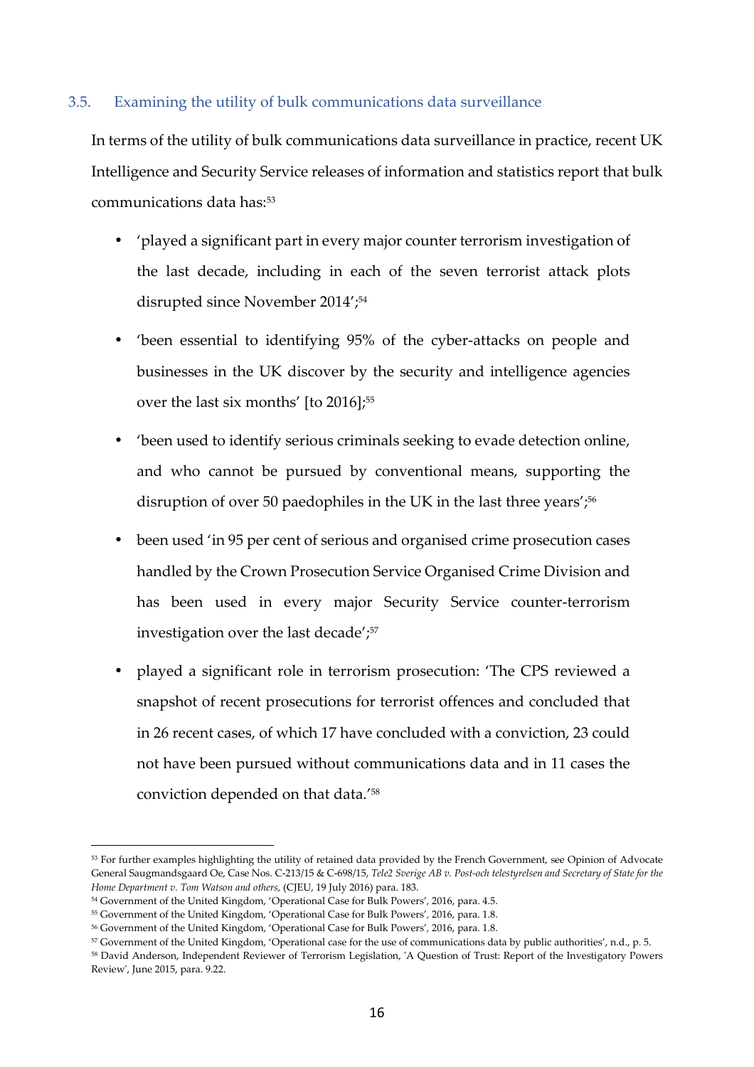### 3.5. Examining the utility of bulk communications data surveillance

In terms of the utility of bulk communications data surveillance in practice, recent UK Intelligence and Security Service releases of information and statistics report that bulk communications data has:[53]

- 'played a significant part in every major counter terrorism investigation of the last decade, including in each of the seven terrorist attack plots disrupted since November 2014';[54]
- 'been essential to identifying 95% of the cyber-attacks on people and businesses in the UK discover by the security and intelligence agencies over the last six months' [to 2016];[55]
- 'been used to identify serious criminals seeking to evade detection online, and who cannot be pursued by conventional means, supporting the disruption of over 50 paedophiles in the UK in the last three years';[56]
- been used 'in 95 per cent of serious and organised crime prosecution cases handled by the Crown Prosecution Service Organised Crime Division and has been used in every major Security Service counter-terrorism investigation over the last decade';[57]
- played a significant role in terrorism prosecution: 'The CPS reviewed a snapshot of recent prosecutions for terrorist offences and concluded that in 26 recent cases, of which 17 have concluded with a conviction, 23 could not have been pursued without communications data and in 11 cases the conviction depended on that data.'[58]

---

[53] For further examples highlighting the utility of retained data provided by the French Government, see Opinion of Advocate General Saugmandsgaard Oe, Case Nos. C-213/15 & C-698/15, *Tele2 Sverige AB v. Post-och telestyrelsen and Secretary of State for the Home Department v. Tom Watson and others*, (CJEU, 19 July 2016) para. 183.

[54] Government of the United Kingdom, 'Operational Case for Bulk Powers', 2016, para. 4.5.

[55] Government of the United Kingdom, 'Operational Case for Bulk Powers', 2016, para. 1.8.

[56] Government of the United Kingdom, 'Operational Case for Bulk Powers', 2016, para. 1.8.

[57] Government of the United Kingdom, 'Operational case for the use of communications data by public authorities', n.d., p. 5.

[58] David Anderson, Independent Reviewer of Terrorism Legislation, 'A Question of Trust: Report of the Investigatory Powers Review', June 2015, para. 9.22.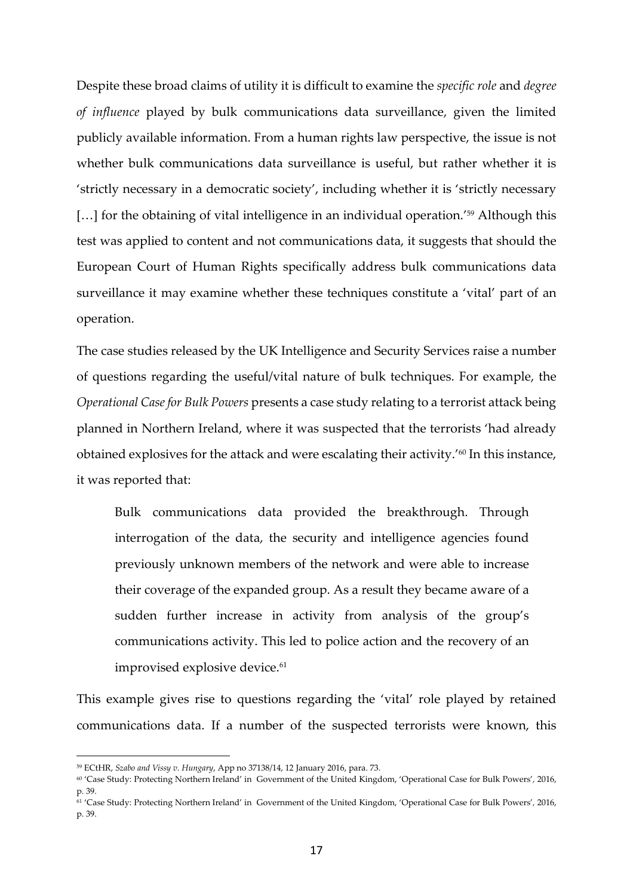Despite these broad claims of utility it is difficult to examine the *specific role* and *degree of influence* played by bulk communications data surveillance, given the limited publicly available information. From a human rights law perspective, the issue is not whether bulk communications data surveillance is useful, but rather whether it is 'strictly necessary in a democratic society', including whether it is 'strictly necessary […] for the obtaining of vital intelligence in an individual operation.'[59] Although this test was applied to content and not communications data, it suggests that should the European Court of Human Rights specifically address bulk communications data surveillance it may examine whether these techniques constitute a 'vital' part of an operation.

The case studies released by the UK Intelligence and Security Services raise a number of questions regarding the useful/vital nature of bulk techniques. For example, the *Operational Case for Bulk Powers* presents a case study relating to a terrorist attack being planned in Northern Ireland, where it was suspected that the terrorists 'had already obtained explosives for the attack and were escalating their activity.'[60] In this instance, it was reported that:

> Bulk communications data provided the breakthrough. Through interrogation of the data, the security and intelligence agencies found previously unknown members of the network and were able to increase their coverage of the expanded group. As a result they became aware of a sudden further increase in activity from analysis of the group's communications activity. This led to police action and the recovery of an improvised explosive device.[61]

This example gives rise to questions regarding the 'vital' role played by retained communications data. If a number of the suspected terrorists were known, this

---

[59] ECtHR, *Szabo and Vissy v. Hungary*, App no 37138/14, 12 January 2016, para. 73.

[60] 'Case Study: Protecting Northern Ireland' in Government of the United Kingdom, 'Operational Case for Bulk Powers', 2016, p. 39.

[61] 'Case Study: Protecting Northern Ireland' in Government of the United Kingdom, 'Operational Case for Bulk Powers', 2016, p. 39.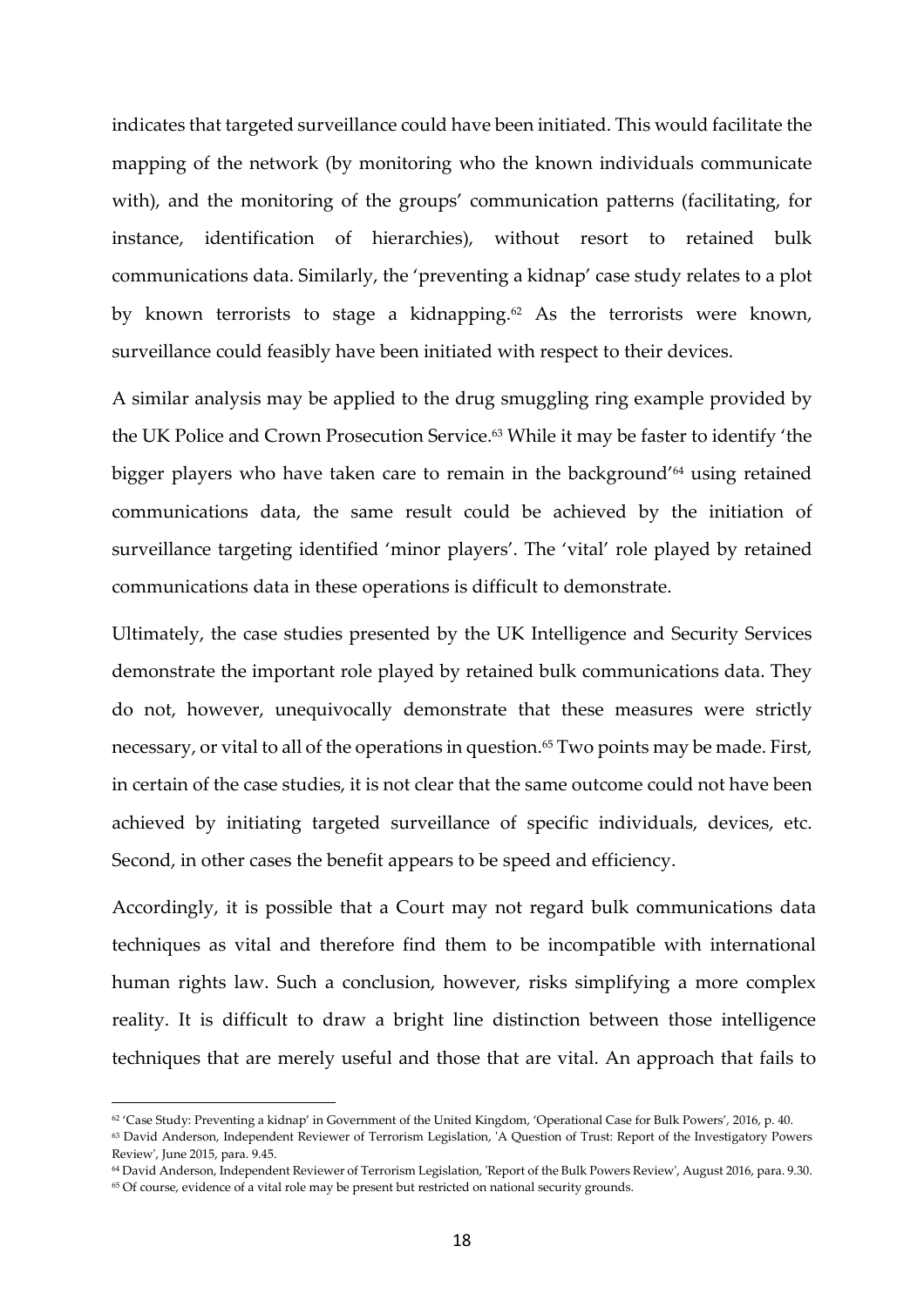indicates that targeted surveillance could have been initiated. This would facilitate the mapping of the network (by monitoring who the known individuals communicate with), and the monitoring of the groups' communication patterns (facilitating, for instance, identification of hierarchies), without resort to retained bulk communications data. Similarly, the 'preventing a kidnap' case study relates to a plot by known terrorists to stage a kidnapping.[62] As the terrorists were known, surveillance could feasibly have been initiated with respect to their devices.

A similar analysis may be applied to the drug smuggling ring example provided by the UK Police and Crown Prosecution Service.[63] While it may be faster to identify 'the bigger players who have taken care to remain in the background'[64] using retained communications data, the same result could be achieved by the initiation of surveillance targeting identified 'minor players'. The 'vital' role played by retained communications data in these operations is difficult to demonstrate.

Ultimately, the case studies presented by the UK Intelligence and Security Services demonstrate the important role played by retained bulk communications data. They do not, however, unequivocally demonstrate that these measures were strictly necessary, or vital to all of the operations in question.[65] Two points may be made. First, in certain of the case studies, it is not clear that the same outcome could not have been achieved by initiating targeted surveillance of specific individuals, devices, etc. Second, in other cases the benefit appears to be speed and efficiency.

Accordingly, it is possible that a Court may not regard bulk communications data techniques as vital and therefore find them to be incompatible with international human rights law. Such a conclusion, however, risks simplifying a more complex reality. It is difficult to draw a bright line distinction between those intelligence techniques that are merely useful and those that are vital. An approach that fails to

---

[62] 'Case Study: Preventing a kidnap' in Government of the United Kingdom, 'Operational Case for Bulk Powers', 2016, p. 40.

[63] David Anderson, Independent Reviewer of Terrorism Legislation, 'A Question of Trust: Report of the Investigatory Powers Review', June 2015, para. 9.45.

[64] David Anderson, Independent Reviewer of Terrorism Legislation, 'Report of the Bulk Powers Review', August 2016, para. 9.30.

[65] Of course, evidence of a vital role may be present but restricted on national security grounds.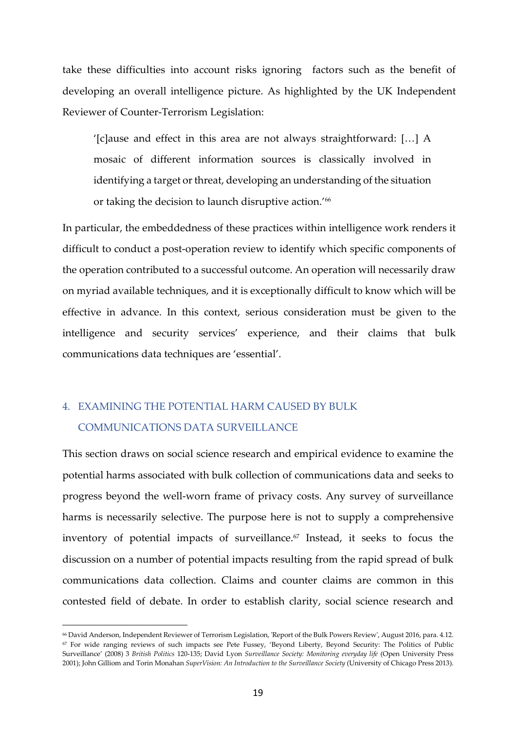take these difficulties into account risks ignoring factors such as the benefit of developing an overall intelligence picture. As highlighted by the UK Independent Reviewer of Counter-Terrorism Legislation:

> '[c]ause and effect in this area are not always straightforward: […] A mosaic of different information sources is classically involved in identifying a target or threat, developing an understanding of the situation or taking the decision to launch disruptive action.'[66]

In particular, the embeddedness of these practices within intelligence work renders it difficult to conduct a post-operation review to identify which specific components of the operation contributed to a successful outcome. An operation will necessarily draw on myriad available techniques, and it is exceptionally difficult to know which will be effective in advance. In this context, serious consideration must be given to the intelligence and security services' experience, and their claims that bulk communications data techniques are 'essential'.

## 4. EXAMINING THE POTENTIAL HARM CAUSED BY BULK COMMUNICATIONS DATA SURVEILLANCE

This section draws on social science research and empirical evidence to examine the potential harms associated with bulk collection of communications data and seeks to progress beyond the well-worn frame of privacy costs. Any survey of surveillance harms is necessarily selective. The purpose here is not to supply a comprehensive inventory of potential impacts of surveillance.[67] Instead, it seeks to focus the discussion on a number of potential impacts resulting from the rapid spread of bulk communications data collection. Claims and counter claims are common in this contested field of debate. In order to establish clarity, social science research and

---

[66] David Anderson, Independent Reviewer of Terrorism Legislation, 'Report of the Bulk Powers Review', August 2016, para. 4.12.

[67] For wide ranging reviews of such impacts see Pete Fussey, 'Beyond Liberty, Beyond Security: The Politics of Public Surveillance' (2008) 3 *British Politics* 120-135; David Lyon *Surveillance Society: Monitoring everyday life* (Open University Press 2001); John Gilliom and Torin Monahan *SuperVision: An Introduction to the Surveillance Society* (University of Chicago Press 2013).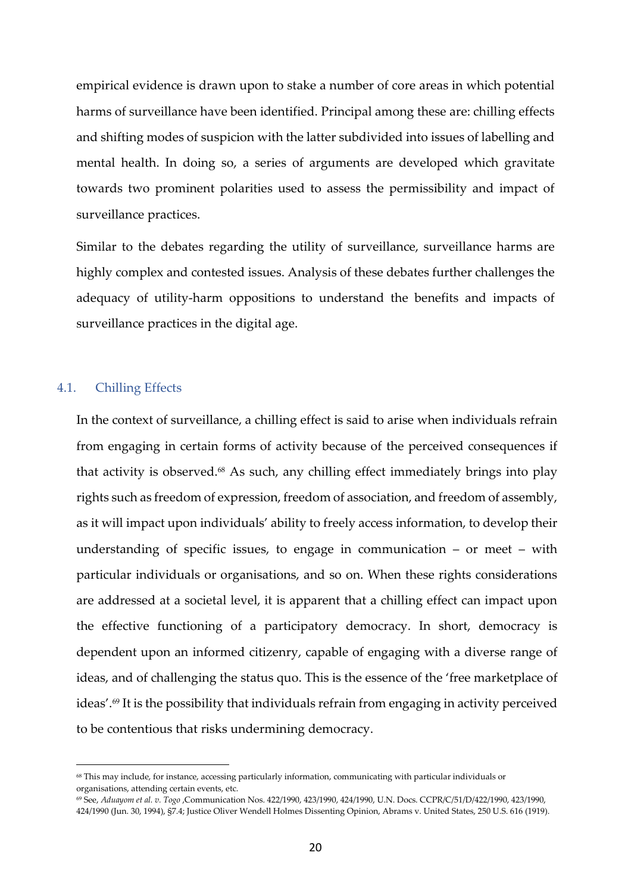empirical evidence is drawn upon to stake a number of core areas in which potential harms of surveillance have been identified. Principal among these are: chilling effects and shifting modes of suspicion with the latter subdivided into issues of labelling and mental health. In doing so, a series of arguments are developed which gravitate towards two prominent polarities used to assess the permissibility and impact of surveillance practices.

Similar to the debates regarding the utility of surveillance, surveillance harms are highly complex and contested issues. Analysis of these debates further challenges the adequacy of utility-harm oppositions to understand the benefits and impacts of surveillance practices in the digital age.

### 4.1. Chilling Effects

In the context of surveillance, a chilling effect is said to arise when individuals refrain from engaging in certain forms of activity because of the perceived consequences if that activity is observed.[68] As such, any chilling effect immediately brings into play rights such as freedom of expression, freedom of association, and freedom of assembly, as it will impact upon individuals' ability to freely access information, to develop their understanding of specific issues, to engage in communication – or meet – with particular individuals or organisations, and so on. When these rights considerations are addressed at a societal level, it is apparent that a chilling effect can impact upon the effective functioning of a participatory democracy. In short, democracy is dependent upon an informed citizenry, capable of engaging with a diverse range of ideas, and of challenging the status quo. This is the essence of the 'free marketplace of ideas'.[69] It is the possibility that individuals refrain from engaging in activity perceived to be contentious that risks undermining democracy.

---

[68] This may include, for instance, accessing particularly information, communicating with particular individuals or organisations, attending certain events, etc.

[69] See, *Aduayom et al. v. Togo* ,Communication Nos. 422/1990, 423/1990, 424/1990, U.N. Docs. CCPR/C/51/D/422/1990, 423/1990, 424/1990 (Jun. 30, 1994), §7.4; Justice Oliver Wendell Holmes Dissenting Opinion, Abrams v. United States, 250 U.S. 616 (1919).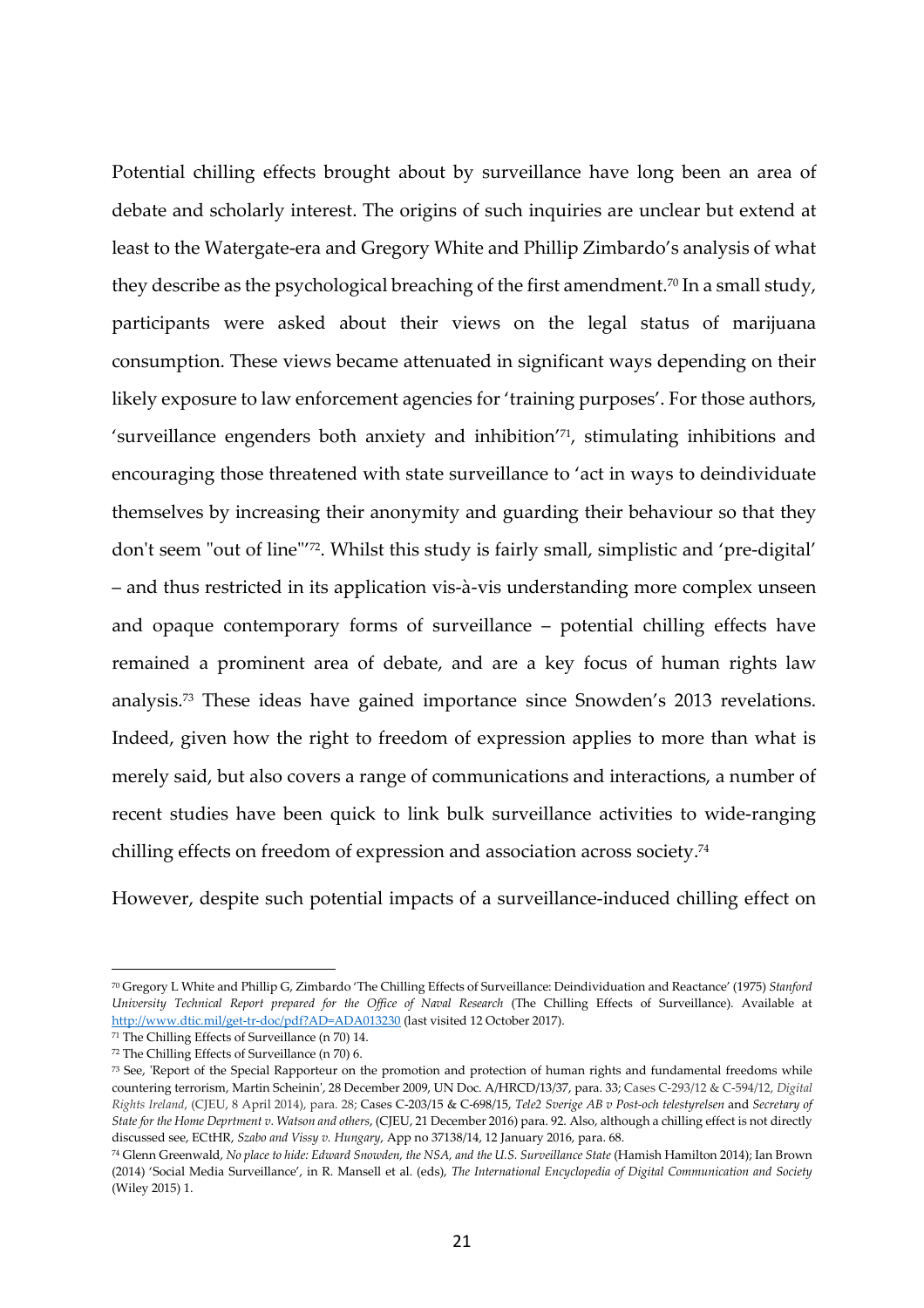Potential chilling effects brought about by surveillance have long been an area of debate and scholarly interest. The origins of such inquiries are unclear but extend at least to the Watergate-era and Gregory White and Phillip Zimbardo's analysis of what they describe as the psychological breaching of the first amendment.[70] In a small study, participants were asked about their views on the legal status of marijuana consumption. These views became attenuated in significant ways depending on their likely exposure to law enforcement agencies for 'training purposes'. For those authors, 'surveillance engenders both anxiety and inhibition'[71], stimulating inhibitions and encouraging those threatened with state surveillance to 'act in ways to deindividuate themselves by increasing their anonymity and guarding their behaviour so that they don't seem "out of line"'[72]. Whilst this study is fairly small, simplistic and 'pre-digital' – and thus restricted in its application vis-à-vis understanding more complex unseen and opaque contemporary forms of surveillance – potential chilling effects have remained a prominent area of debate, and are a key focus of human rights law analysis.[73] These ideas have gained importance since Snowden's 2013 revelations. Indeed, given how the right to freedom of expression applies to more than what is merely said, but also covers a range of communications and interactions, a number of recent studies have been quick to link bulk surveillance activities to wide-ranging chilling effects on freedom of expression and association across society.[74]

However, despite such potential impacts of a surveillance-induced chilling effect on

---

[70] Gregory L White and Phillip G, Zimbardo 'The Chilling Effects of Surveillance: Deindividuation and Reactance' (1975) *Stanford University Technical Report prepared for the Office of Naval Research* (The Chilling Effects of Surveillance). Available at http://www.dtic.mil/get-tr-doc/pdf?AD=ADA013230 (last visited 12 October 2017).

[71] The Chilling Effects of Surveillance (n 70) 14.

[72] The Chilling Effects of Surveillance (n 70) 6.

[73] See, 'Report of the Special Rapporteur on the promotion and protection of human rights and fundamental freedoms while countering terrorism, Martin Scheinin', 28 December 2009, UN Doc. A/HRC/13/37, para. 33; Cases C-293/12 & C-594/12, *Digital Rights Ireland*, (CJEU, 8 April 2014), para. 28; Cases C-203/15 & C-698/15, *Tele2 Sverige AB v Post-och telestyrelsen* and *Secretary of State for the Home Deprtment v. Watson and others*, (CJEU, 21 December 2016) para. 92. Also, although a chilling effect is not directly discussed see, ECtHR, *Szabo and Vissy v. Hungary*, App no 37138/14, 12 January 2016, para. 68.

[74] Glenn Greenwald, *No place to hide: Edward Snowden, the NSA, and the U.S. Surveillance State* (Hamish Hamilton 2014); Ian Brown (2014) 'Social Media Surveillance', in R. Mansell et al. (eds), *The International Encyclopedia of Digital Communication and Society* (Wiley 2015) 1.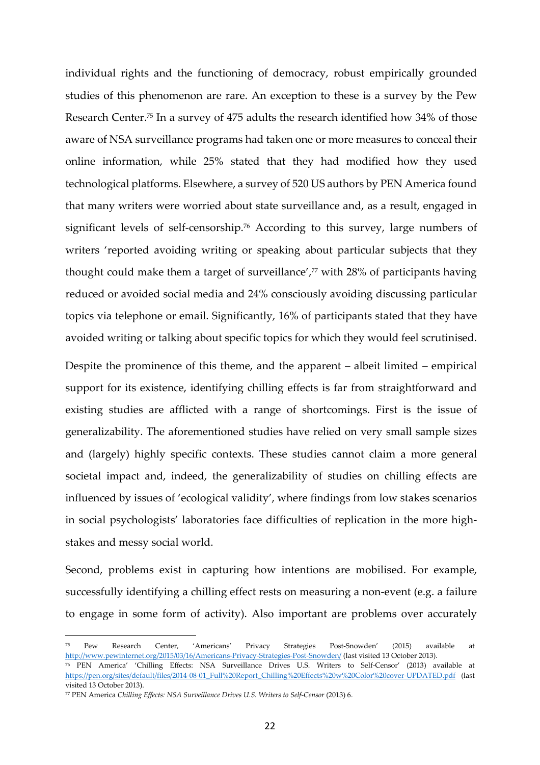individual rights and the functioning of democracy, robust empirically grounded studies of this phenomenon are rare. An exception to these is a survey by the Pew Research Center.[75] In a survey of 475 adults the research identified how 34% of those aware of NSA surveillance programs had taken one or more measures to conceal their online information, while 25% stated that they had modified how they used technological platforms. Elsewhere, a survey of 520 US authors by PEN America found that many writers were worried about state surveillance and, as a result, engaged in significant levels of self-censorship.[76] According to this survey, large numbers of writers 'reported avoiding writing or speaking about particular subjects that they thought could make them a target of surveillance',[77] with 28% of participants having reduced or avoided social media and 24% consciously avoiding discussing particular topics via telephone or email. Significantly, 16% of participants stated that they have avoided writing or talking about specific topics for which they would feel scrutinised.

Despite the prominence of this theme, and the apparent – albeit limited – empirical support for its existence, identifying chilling effects is far from straightforward and existing studies are afflicted with a range of shortcomings. First is the issue of generalizability. The aforementioned studies have relied on very small sample sizes and (largely) highly specific contexts. These studies cannot claim a more general societal impact and, indeed, the generalizability of studies on chilling effects are influenced by issues of 'ecological validity', where findings from low stakes scenarios in social psychologists' laboratories face difficulties of replication in the more high-stakes and messy social world.

Second, problems exist in capturing how intentions are mobilised. For example, successfully identifying a chilling effect rests on measuring a non-event (e.g. a failure to engage in some form of activity). Also important are problems over accurately

---

[75] Pew Research Center, 'Americans' Privacy Strategies Post-Snowden' (2015) available at http://www.pewinternet.org/2015/03/16/Americans-Privacy-Strategies-Post-Snowden/ (last visited 13 October 2013).

[76] PEN America' 'Chilling Effects: NSA Surveillance Drives U.S. Writers to Self-Censor' (2013) available at https://pen.org/sites/default/files/2014-08-01_Full%20Report_Chilling%20Effects%20w%20Color%20cover-UPDATED.pdf (last visited 13 October 2013).

[77] PEN America *Chilling Effects: NSA Surveillance Drives U.S. Writers to Self-Censor* (2013) 6.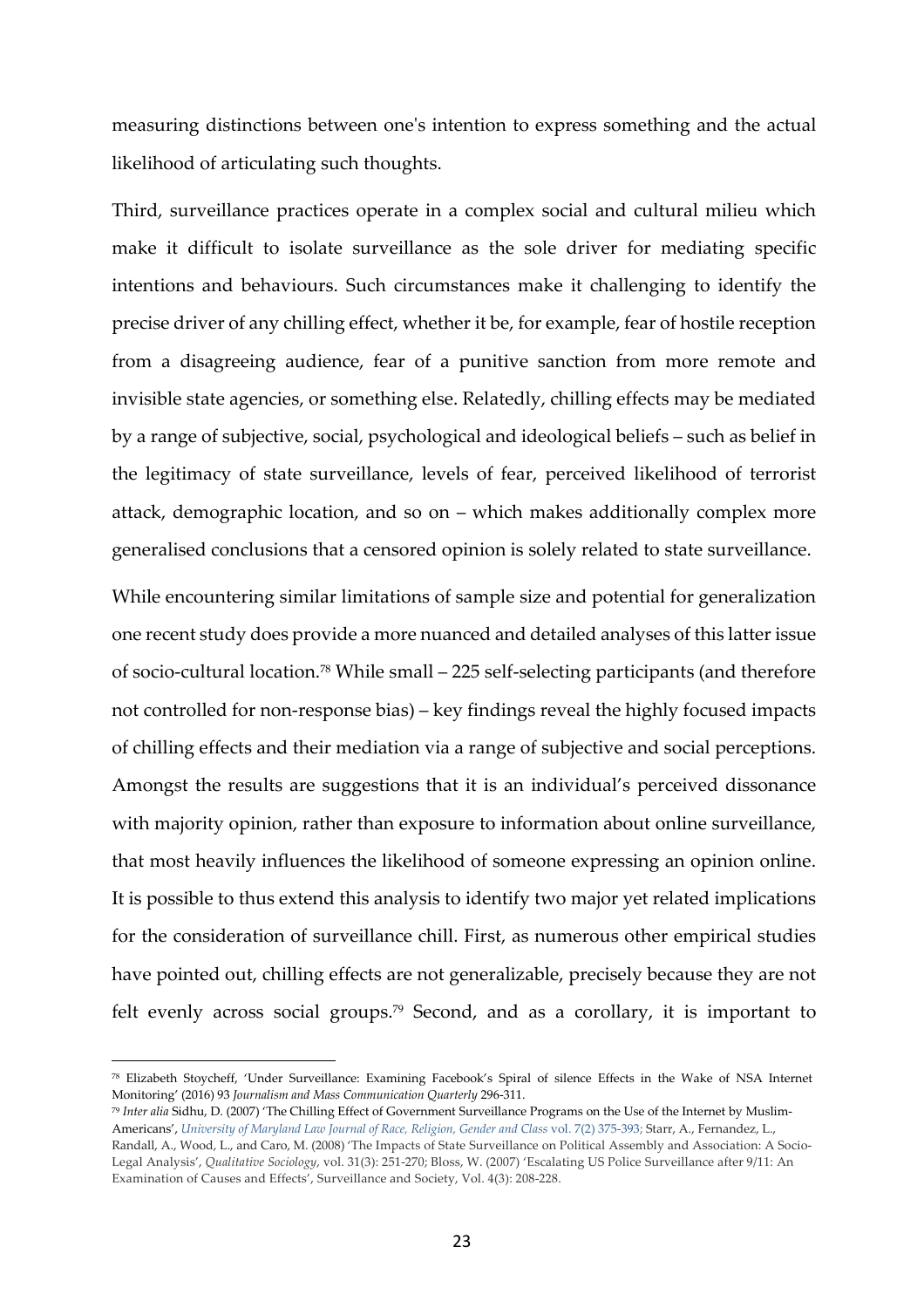measuring distinctions between one's intention to express something and the actual likelihood of articulating such thoughts.

Third, surveillance practices operate in a complex social and cultural milieu which make it difficult to isolate surveillance as the sole driver for mediating specific intentions and behaviours. Such circumstances make it challenging to identify the precise driver of any chilling effect, whether it be, for example, fear of hostile reception from a disagreeing audience, fear of a punitive sanction from more remote and invisible state agencies, or something else. Relatedly, chilling effects may be mediated by a range of subjective, social, psychological and ideological beliefs – such as belief in the legitimacy of state surveillance, levels of fear, perceived likelihood of terrorist attack, demographic location, and so on – which makes additionally complex more generalised conclusions that a censored opinion is solely related to state surveillance.

While encountering similar limitations of sample size and potential for generalization one recent study does provide a more nuanced and detailed analyses of this latter issue of socio-cultural location.[78] While small – 225 self-selecting participants (and therefore not controlled for non-response bias) – key findings reveal the highly focused impacts of chilling effects and their mediation via a range of subjective and social perceptions. Amongst the results are suggestions that it is an individual's perceived dissonance with majority opinion, rather than exposure to information about online surveillance, that most heavily influences the likelihood of someone expressing an opinion online. It is possible to thus extend this analysis to identify two major yet related implications for the consideration of surveillance chill. First, as numerous other empirical studies have pointed out, chilling effects are not generalizable, precisely because they are not felt evenly across social groups.[79] Second, and as a corollary, it is important to

---

[78] Elizabeth Stoycheff, 'Under Surveillance: Examining Facebook's Spiral of silence Effects in the Wake of NSA Internet Monitoring' (2016) 93 *Journalism and Mass Communication Quarterly* 296-311.

[79] *Inter alia* Sidhu, D. (2007) 'The Chilling Effect of Government Surveillance Programs on the Use of the Internet by Muslim-Americans', *University of Maryland Law Journal of Race, Religion, Gender and Class* vol. 7(2) 375-393; Starr, A., Fernandez, L., Randall, A., Wood, L., and Caro, M. (2008) 'The Impacts of State Surveillance on Political Assembly and Association: A Socio-Legal Analysis', *Qualitative Sociology*, vol. 31(3): 251-270; Bloss, W. (2007) 'Escalating US Police Surveillance after 9/11: An Examination of Causes and Effects', Surveillance and Society, Vol. 4(3): 208-228.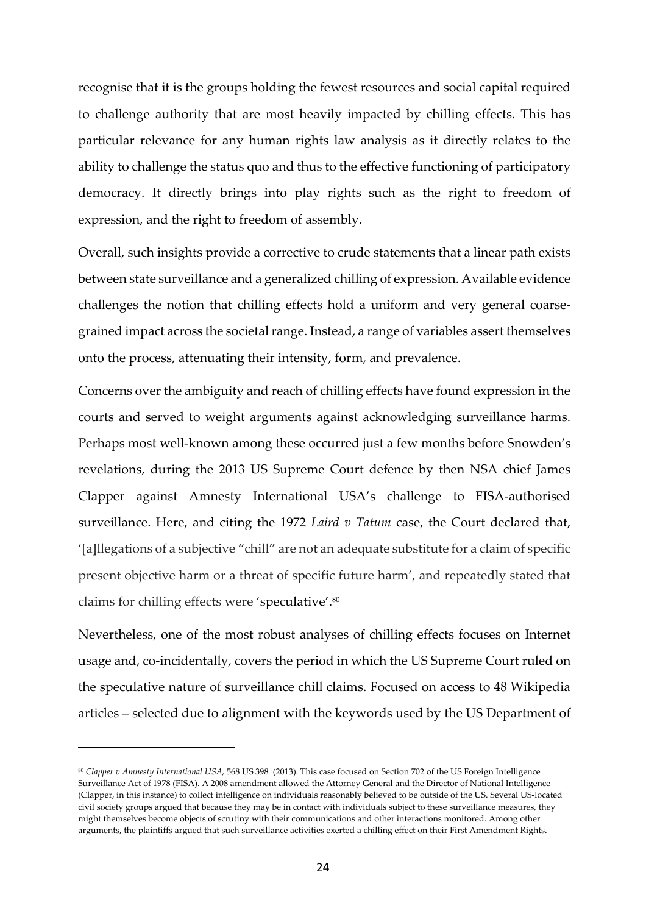recognise that it is the groups holding the fewest resources and social capital required to challenge authority that are most heavily impacted by chilling effects. This has particular relevance for any human rights law analysis as it directly relates to the ability to challenge the status quo and thus to the effective functioning of participatory democracy. It directly brings into play rights such as the right to freedom of expression, and the right to freedom of assembly.

Overall, such insights provide a corrective to crude statements that a linear path exists between state surveillance and a generalized chilling of expression. Available evidence challenges the notion that chilling effects hold a uniform and very general coarse-grained impact across the societal range. Instead, a range of variables assert themselves onto the process, attenuating their intensity, form, and prevalence.

Concerns over the ambiguity and reach of chilling effects have found expression in the courts and served to weight arguments against acknowledging surveillance harms. Perhaps most well-known among these occurred just a few months before Snowden's revelations, during the 2013 US Supreme Court defence by then NSA chief James Clapper against Amnesty International USA's challenge to FISA-authorised surveillance. Here, and citing the 1972 *Laird v Tatum* case, the Court declared that, '[a]llegations of a subjective "chill" are not an adequate substitute for a claim of specific present objective harm or a threat of specific future harm', and repeatedly stated that claims for chilling effects were 'speculative'.[80]

Nevertheless, one of the most robust analyses of chilling effects focuses on Internet usage and, co-incidentally, covers the period in which the US Supreme Court ruled on the speculative nature of surveillance chill claims. Focused on access to 48 Wikipedia articles – selected due to alignment with the keywords used by the US Department of

---

[80] *Clapper v Amnesty International USA,* 568 US 398 (2013). This case focused on Section 702 of the US Foreign Intelligence Surveillance Act of 1978 (FISA). A 2008 amendment allowed the Attorney General and the Director of National Intelligence (Clapper, in this instance) to collect intelligence on individuals reasonably believed to be outside of the US. Several US-located civil society groups argued that because they may be in contact with individuals subject to these surveillance measures, they might themselves become objects of scrutiny with their communications and other interactions monitored. Among other arguments, the plaintiffs argued that such surveillance activities exerted a chilling effect on their First Amendment Rights.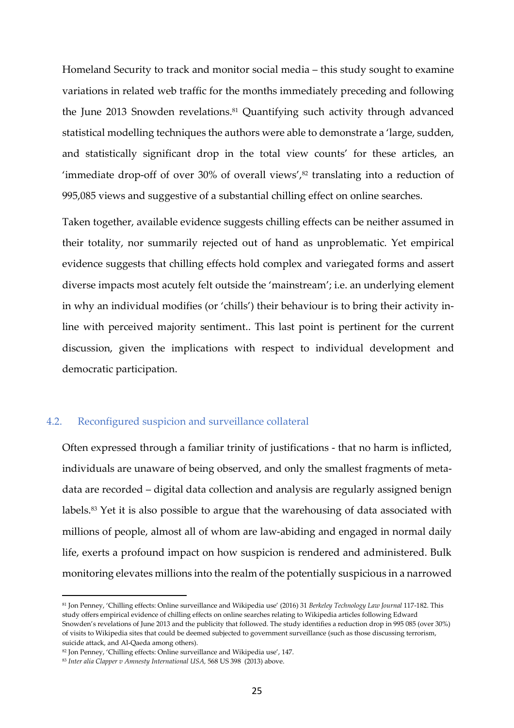Homeland Security to track and monitor social media – this study sought to examine variations in related web traffic for the months immediately preceding and following the June 2013 Snowden revelations.[81] Quantifying such activity through advanced statistical modelling techniques the authors were able to demonstrate a 'large, sudden, and statistically significant drop in the total view counts' for these articles, an 'immediate drop-off of over 30% of overall views',[82] translating into a reduction of 995,085 views and suggestive of a substantial chilling effect on online searches.

Taken together, available evidence suggests chilling effects can be neither assumed in their totality, nor summarily rejected out of hand as unproblematic. Yet empirical evidence suggests that chilling effects hold complex and variegated forms and assert diverse impacts most acutely felt outside the 'mainstream'; i.e. an underlying element in why an individual modifies (or 'chills') their behaviour is to bring their activity in-line with perceived majority sentiment.. This last point is pertinent for the current discussion, given the implications with respect to individual development and democratic participation.

## 4.2. Reconfigured suspicion and surveillance collateral

Often expressed through a familiar trinity of justifications - that no harm is inflicted, individuals are unaware of being observed, and only the smallest fragments of meta-data are recorded – digital data collection and analysis are regularly assigned benign labels.[83] Yet it is also possible to argue that the warehousing of data associated with millions of people, almost all of whom are law-abiding and engaged in normal daily life, exerts a profound impact on how suspicion is rendered and administered. Bulk monitoring elevates millions into the realm of the potentially suspicious in a narrowed

---

[81] Jon Penney, 'Chilling effects: Online surveillance and Wikipedia use' (2016) 31 *Berkeley Technology Law Journal* 117-182. This study offers empirical evidence of chilling effects on online searches relating to Wikipedia articles following Edward Snowden's revelations of June 2013 and the publicity that followed. The study identifies a reduction drop in 995 085 (over 30%) of visits to Wikipedia sites that could be deemed subjected to government surveillance (such as those discussing terrorism, suicide attack, and Al-Qaeda among others).

[82] Jon Penney, 'Chilling effects: Online surveillance and Wikipedia use', 147.

[83] *Inter alia Clapper v Amnesty International USA*, 568 US 398 (2013) above.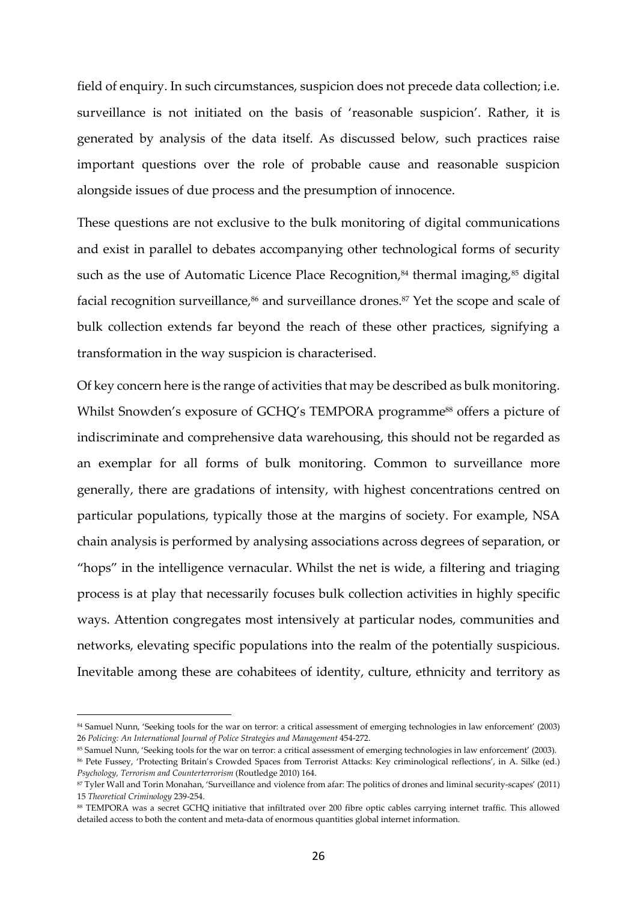field of enquiry. In such circumstances, suspicion does not precede data collection; i.e. surveillance is not initiated on the basis of 'reasonable suspicion'. Rather, it is generated by analysis of the data itself. As discussed below, such practices raise important questions over the role of probable cause and reasonable suspicion alongside issues of due process and the presumption of innocence.

These questions are not exclusive to the bulk monitoring of digital communications and exist in parallel to debates accompanying other technological forms of security such as the use of Automatic Licence Place Recognition,[84] thermal imaging,[85] digital facial recognition surveillance,[86] and surveillance drones.[87] Yet the scope and scale of bulk collection extends far beyond the reach of these other practices, signifying a transformation in the way suspicion is characterised.

Of key concern here is the range of activities that may be described as bulk monitoring. Whilst Snowden's exposure of GCHQ's TEMPORA programme[88] offers a picture of indiscriminate and comprehensive data warehousing, this should not be regarded as an exemplar for all forms of bulk monitoring. Common to surveillance more generally, there are gradations of intensity, with highest concentrations centred on particular populations, typically those at the margins of society. For example, NSA chain analysis is performed by analysing associations across degrees of separation, or "hops" in the intelligence vernacular. Whilst the net is wide, a filtering and triaging process is at play that necessarily focuses bulk collection activities in highly specific ways. Attention congregates most intensively at particular nodes, communities and networks, elevating specific populations into the realm of the potentially suspicious. Inevitable among these are cohabitees of identity, culture, ethnicity and territory as

---

[84] Samuel Nunn, 'Seeking tools for the war on terror: a critical assessment of emerging technologies in law enforcement' (2003) 26 *Policing: An International Journal of Police Strategies and Management* 454-272.

[85] Samuel Nunn, 'Seeking tools for the war on terror: a critical assessment of emerging technologies in law enforcement' (2003).

[86] Pete Fussey, 'Protecting Britain's Crowded Spaces from Terrorist Attacks: Key criminological reflections', in A. Silke (ed.) *Psychology, Terrorism and Counterterrorism* (Routledge 2010) 164.

[87] Tyler Wall and Torin Monahan, 'Surveillance and violence from afar: The politics of drones and liminal security-scapes' (2011) 15 *Theoretical Criminology* 239-254.

[88] TEMPORA was a secret GCHQ initiative that infiltrated over 200 fibre optic cables carrying internet traffic. This allowed detailed access to both the content and meta-data of enormous quantities global internet information.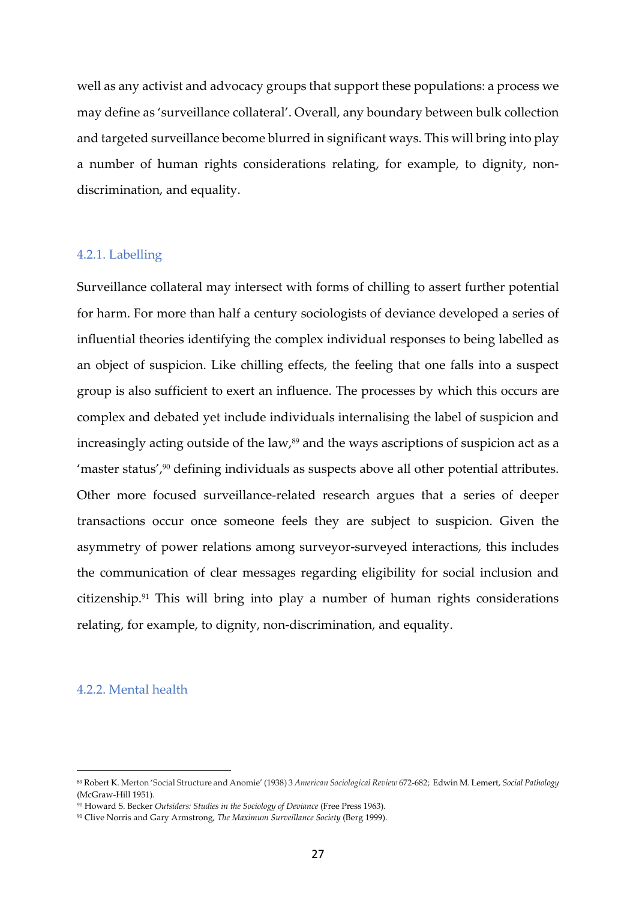well as any activist and advocacy groups that support these populations: a process we may define as 'surveillance collateral'. Overall, any boundary between bulk collection and targeted surveillance become blurred in significant ways. This will bring into play a number of human rights considerations relating, for example, to dignity, non-discrimination, and equality.

### 4.2.1. Labelling

Surveillance collateral may intersect with forms of chilling to assert further potential for harm. For more than half a century sociologists of deviance developed a series of influential theories identifying the complex individual responses to being labelled as an object of suspicion. Like chilling effects, the feeling that one falls into a suspect group is also sufficient to exert an influence. The processes by which this occurs are complex and debated yet include individuals internalising the label of suspicion and increasingly acting outside of the law,[89] and the ways ascriptions of suspicion act as a 'master status',[90] defining individuals as suspects above all other potential attributes. Other more focused surveillance-related research argues that a series of deeper transactions occur once someone feels they are subject to suspicion. Given the asymmetry of power relations among surveyor-surveyed interactions, this includes the communication of clear messages regarding eligibility for social inclusion and citizenship.[91] This will bring into play a number of human rights considerations relating, for example, to dignity, non-discrimination, and equality.

### 4.2.2. Mental health

---

[89] Robert K. Merton 'Social Structure and Anomie' (1938) 3 *American Sociological Review* 672-682; Edwin M. Lemert, *Social Pathology* (McGraw-Hill 1951).

[90] Howard S. Becker *Outsiders: Studies in the Sociology of Deviance* (Free Press 1963).

[91] Clive Norris and Gary Armstrong, *The Maximum Surveillance Society* (Berg 1999).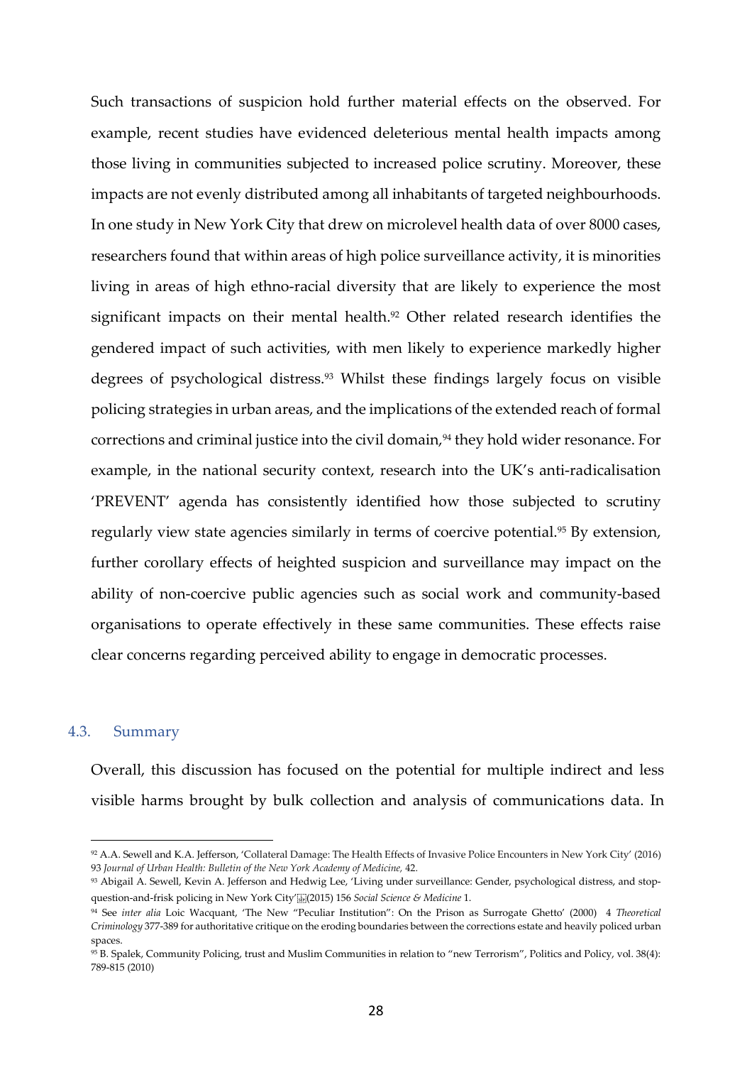Such transactions of suspicion hold further material effects on the observed. For example, recent studies have evidenced deleterious mental health impacts among those living in communities subjected to increased police scrutiny. Moreover, these impacts are not evenly distributed among all inhabitants of targeted neighbourhoods. In one study in New York City that drew on microlevel health data of over 8000 cases, researchers found that within areas of high police surveillance activity, it is minorities living in areas of high ethno-racial diversity that are likely to experience the most significant impacts on their mental health.[92] Other related research identifies the gendered impact of such activities, with men likely to experience markedly higher degrees of psychological distress.[93] Whilst these findings largely focus on visible policing strategies in urban areas, and the implications of the extended reach of formal corrections and criminal justice into the civil domain,[94] they hold wider resonance. For example, in the national security context, research into the UK's anti-radicalisation 'PREVENT' agenda has consistently identified how those subjected to scrutiny regularly view state agencies similarly in terms of coercive potential.[95] By extension, further corollary effects of heighted suspicion and surveillance may impact on the ability of non-coercive public agencies such as social work and community-based organisations to operate effectively in these same communities. These effects raise clear concerns regarding perceived ability to engage in democratic processes.

### 4.3. Summary

Overall, this discussion has focused on the potential for multiple indirect and less visible harms brought by bulk collection and analysis of communications data. In

---

[92] A.A. Sewell and K.A. Jefferson, 'Collateral Damage: The Health Effects of Invasive Police Encounters in New York City' (2016) 93 *Journal of Urban Health: Bulletin of the New York Academy of Medicine,* 42.

[93] Abigail A. Sewell, Kevin A. Jefferson and Hedwig Lee, 'Living under surveillance: Gender, psychological distress, and stop-question-and-frisk policing in New York City' (2015) 156 *Social Science & Medicine* 1.

[94] See *inter alia* Loic Wacquant, 'The New "Peculiar Institution": On the Prison as Surrogate Ghetto' (2000) 4 *Theoretical Criminology* 377-389 for authoritative critique on the eroding boundaries between the corrections estate and heavily policed urban spaces.

[95] B. Spalek, Community Policing, trust and Muslim Communities in relation to "new Terrorism", Politics and Policy, vol. 38(4): 789-815 (2010)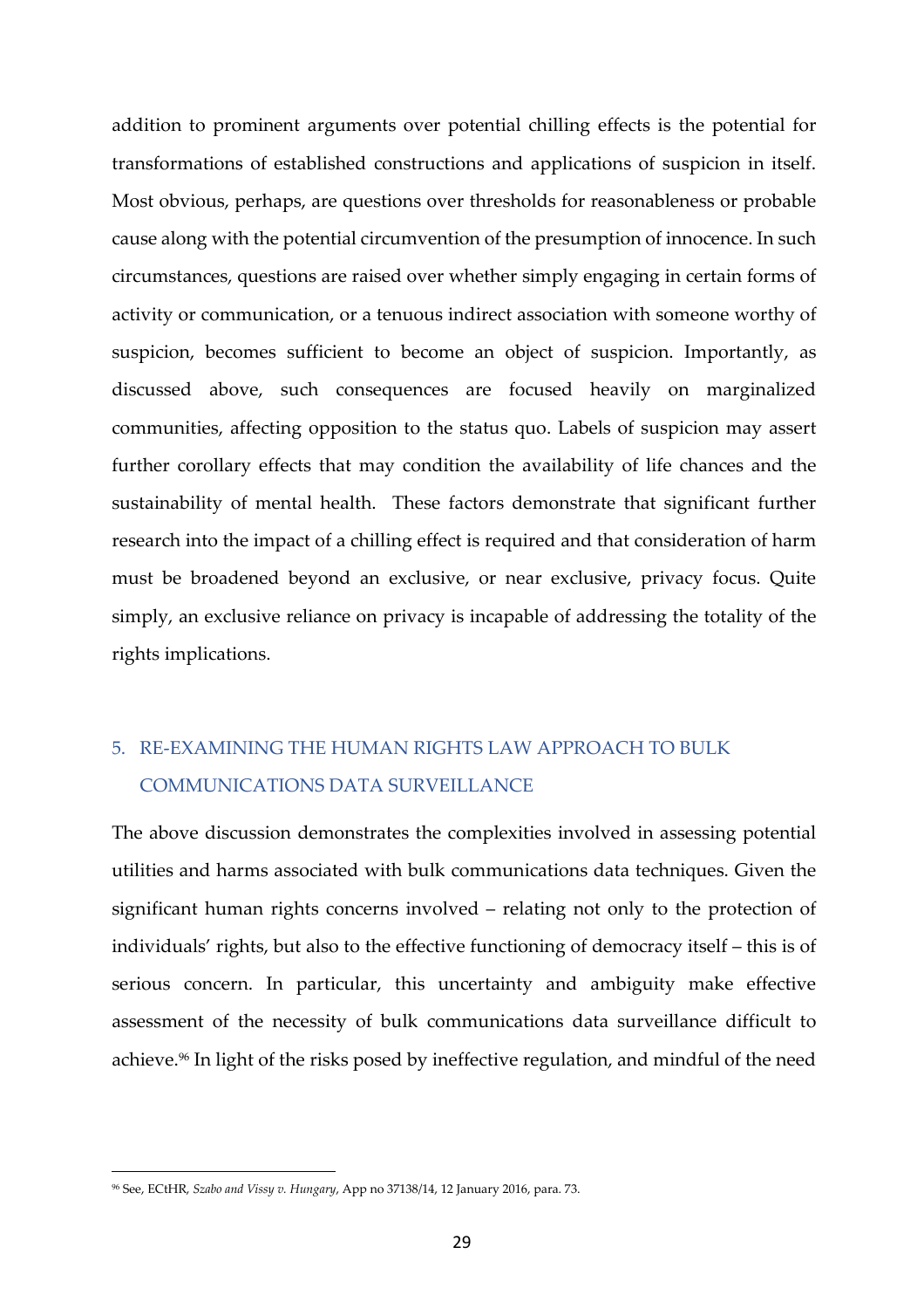addition to prominent arguments over potential chilling effects is the potential for transformations of established constructions and applications of suspicion in itself. Most obvious, perhaps, are questions over thresholds for reasonableness or probable cause along with the potential circumvention of the presumption of innocence. In such circumstances, questions are raised over whether simply engaging in certain forms of activity or communication, or a tenuous indirect association with someone worthy of suspicion, becomes sufficient to become an object of suspicion. Importantly, as discussed above, such consequences are focused heavily on marginalized communities, affecting opposition to the status quo. Labels of suspicion may assert further corollary effects that may condition the availability of life chances and the sustainability of mental health. These factors demonstrate that significant further research into the impact of a chilling effect is required and that consideration of harm must be broadened beyond an exclusive, or near exclusive, privacy focus. Quite simply, an exclusive reliance on privacy is incapable of addressing the totality of the rights implications.

## 5. RE-EXAMINING THE HUMAN RIGHTS LAW APPROACH TO BULK COMMUNICATIONS DATA SURVEILLANCE

The above discussion demonstrates the complexities involved in assessing potential utilities and harms associated with bulk communications data techniques. Given the significant human rights concerns involved – relating not only to the protection of individuals' rights, but also to the effective functioning of democracy itself – this is of serious concern. In particular, this uncertainty and ambiguity make effective assessment of the necessity of bulk communications data surveillance difficult to achieve.[96] In light of the risks posed by ineffective regulation, and mindful of the need

---

[96] See, ECtHR, *Szabo and Vissy v. Hungary*, App no 37138/14, 12 January 2016, para. 73.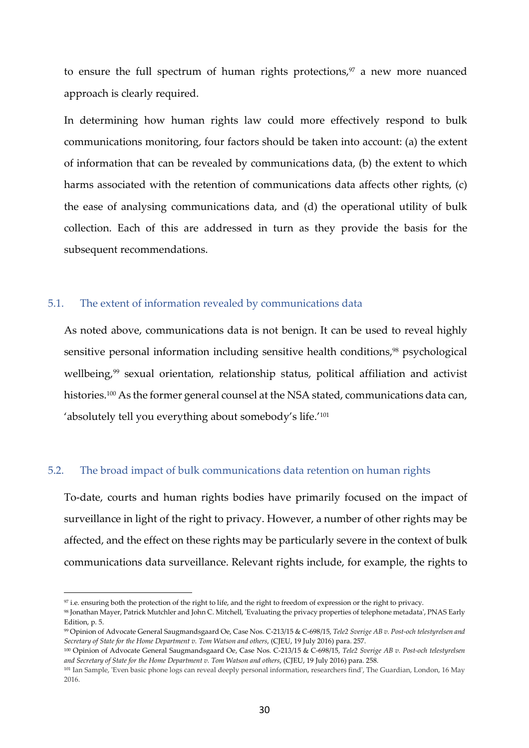to ensure the full spectrum of human rights protections,[97] a new more nuanced approach is clearly required.

In determining how human rights law could more effectively respond to bulk communications monitoring, four factors should be taken into account: (a) the extent of information that can be revealed by communications data, (b) the extent to which harms associated with the retention of communications data affects other rights, (c) the ease of analysing communications data, and (d) the operational utility of bulk collection. Each of this are addressed in turn as they provide the basis for the subsequent recommendations.

### 5.1. The extent of information revealed by communications data

As noted above, communications data is not benign. It can be used to reveal highly sensitive personal information including sensitive health conditions,[98] psychological wellbeing,[99] sexual orientation, relationship status, political affiliation and activist histories.[100] As the former general counsel at the NSA stated, communications data can, 'absolutely tell you everything about somebody's life.'[101]

### 5.2. The broad impact of bulk communications data retention on human rights

To-date, courts and human rights bodies have primarily focused on the impact of surveillance in light of the right to privacy. However, a number of other rights may be affected, and the effect on these rights may be particularly severe in the context of bulk communications data surveillance. Relevant rights include, for example, the rights to

---

[97] i.e. ensuring both the protection of the right to life, and the right to freedom of expression or the right to privacy.

[98] Jonathan Mayer, Patrick Mutchler and John C. Mitchell, 'Evaluating the privacy properties of telephone metadata', PNAS Early Edition, p. 5.

[99] Opinion of Advocate General Saugmandsgaard Oe, Case Nos. C-213/15 & C-698/15, *Tele2 Sverige AB v. Post-och telestyrelsen and Secretary of State for the Home Department v. Tom Watson and others*, (CJEU, 19 July 2016) para. 257.

[100] Opinion of Advocate General Saugmandsgaard Oe, Case Nos. C-213/15 & C-698/15, *Tele2 Sverige AB v. Post-och telestyrelsen and Secretary of State for the Home Department v. Tom Watson and others*, (CJEU, 19 July 2016) para. 258.

[101] Ian Sample, 'Even basic phone logs can reveal deeply personal information, researchers find', The Guardian, London, 16 May 2016.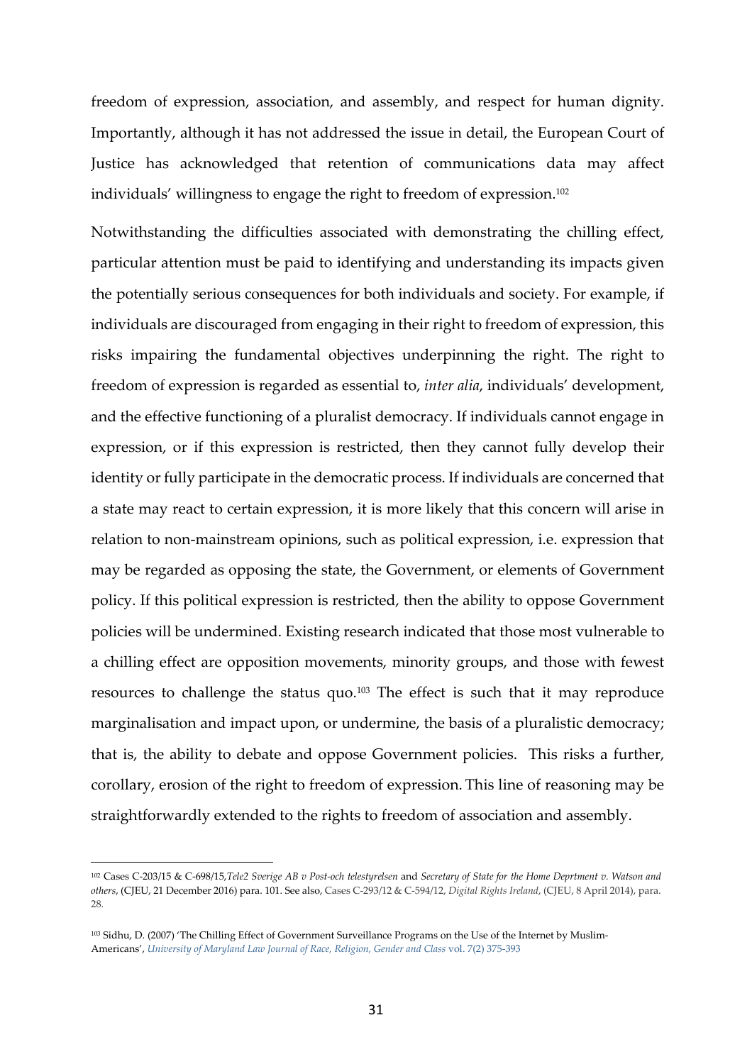freedom of expression, association, and assembly, and respect for human dignity. Importantly, although it has not addressed the issue in detail, the European Court of Justice has acknowledged that retention of communications data may affect individuals' willingness to engage the right to freedom of expression.[102]

Notwithstanding the difficulties associated with demonstrating the chilling effect, particular attention must be paid to identifying and understanding its impacts given the potentially serious consequences for both individuals and society. For example, if individuals are discouraged from engaging in their right to freedom of expression, this risks impairing the fundamental objectives underpinning the right. The right to freedom of expression is regarded as essential to, *inter alia*, individuals' development, and the effective functioning of a pluralist democracy. If individuals cannot engage in expression, or if this expression is restricted, then they cannot fully develop their identity or fully participate in the democratic process. If individuals are concerned that a state may react to certain expression, it is more likely that this concern will arise in relation to non-mainstream opinions, such as political expression, i.e. expression that may be regarded as opposing the state, the Government, or elements of Government policy. If this political expression is restricted, then the ability to oppose Government policies will be undermined. Existing research indicated that those most vulnerable to a chilling effect are opposition movements, minority groups, and those with fewest resources to challenge the status quo.[103] The effect is such that it may reproduce marginalisation and impact upon, or undermine, the basis of a pluralistic democracy; that is, the ability to debate and oppose Government policies. This risks a further, corollary, erosion of the right to freedom of expression. This line of reasoning may be straightforwardly extended to the rights to freedom of association and assembly.

---

[102] Cases C-203/15 & C-698/15,*Tele2 Sverige AB v Post-och telestyrelsen* and *Secretary of State for the Home Deprtment v. Watson and others*, (CJEU, 21 December 2016) para. 101. See also, Cases C-293/12 & C-594/12, *Digital Rights Ireland*, (CJEU, 8 April 2014), para. 28.

[103] Sidhu, D. (2007) 'The Chilling Effect of Government Surveillance Programs on the Use of the Internet by Muslim-Americans', *University of Maryland Law Journal of Race, Religion, Gender and Class* vol. 7(2) 375-393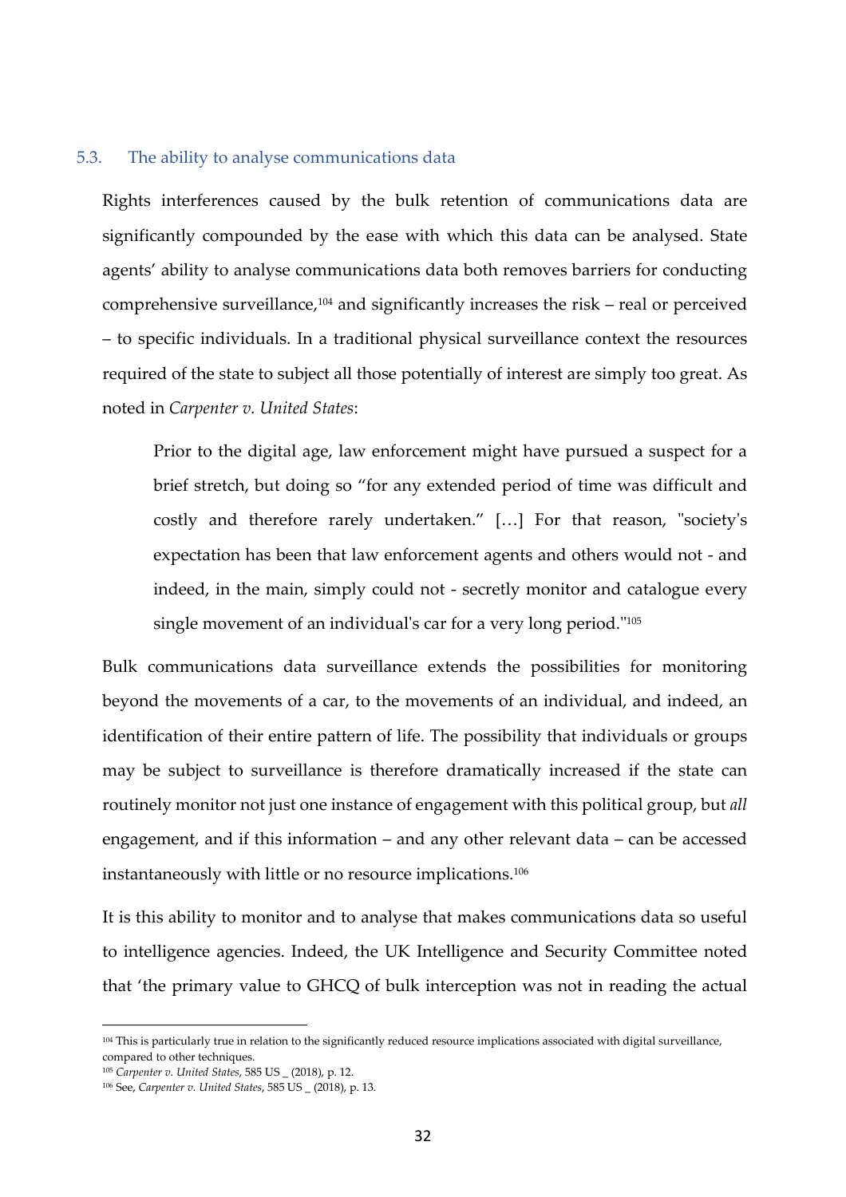### 5.3. The ability to analyse communications data

Rights interferences caused by the bulk retention of communications data are significantly compounded by the ease with which this data can be analysed. State agents' ability to analyse communications data both removes barriers for conducting comprehensive surveillance,[104] and significantly increases the risk – real or perceived – to specific individuals. In a traditional physical surveillance context the resources required of the state to subject all those potentially of interest are simply too great. As noted in *Carpenter v. United States*:

> Prior to the digital age, law enforcement might have pursued a suspect for a brief stretch, but doing so "for any extended period of time was difficult and costly and therefore rarely undertaken." […] For that reason, "society's expectation has been that law enforcement agents and others would not - and indeed, in the main, simply could not - secretly monitor and catalogue every single movement of an individual's car for a very long period."[105]

Bulk communications data surveillance extends the possibilities for monitoring beyond the movements of a car, to the movements of an individual, and indeed, an identification of their entire pattern of life. The possibility that individuals or groups may be subject to surveillance is therefore dramatically increased if the state can routinely monitor not just one instance of engagement with this political group, but *all* engagement, and if this information – and any other relevant data – can be accessed instantaneously with little or no resource implications.[106]

It is this ability to monitor and to analyse that makes communications data so useful to intelligence agencies. Indeed, the UK Intelligence and Security Committee noted that 'the primary value to GHCQ of bulk interception was not in reading the actual

---

[104] This is particularly true in relation to the significantly reduced resource implications associated with digital surveillance, compared to other techniques.

[105] *Carpenter v. United States*, 585 US _ (2018), p. 12.

[106] See, *Carpenter v. United States*, 585 US _ (2018), p. 13.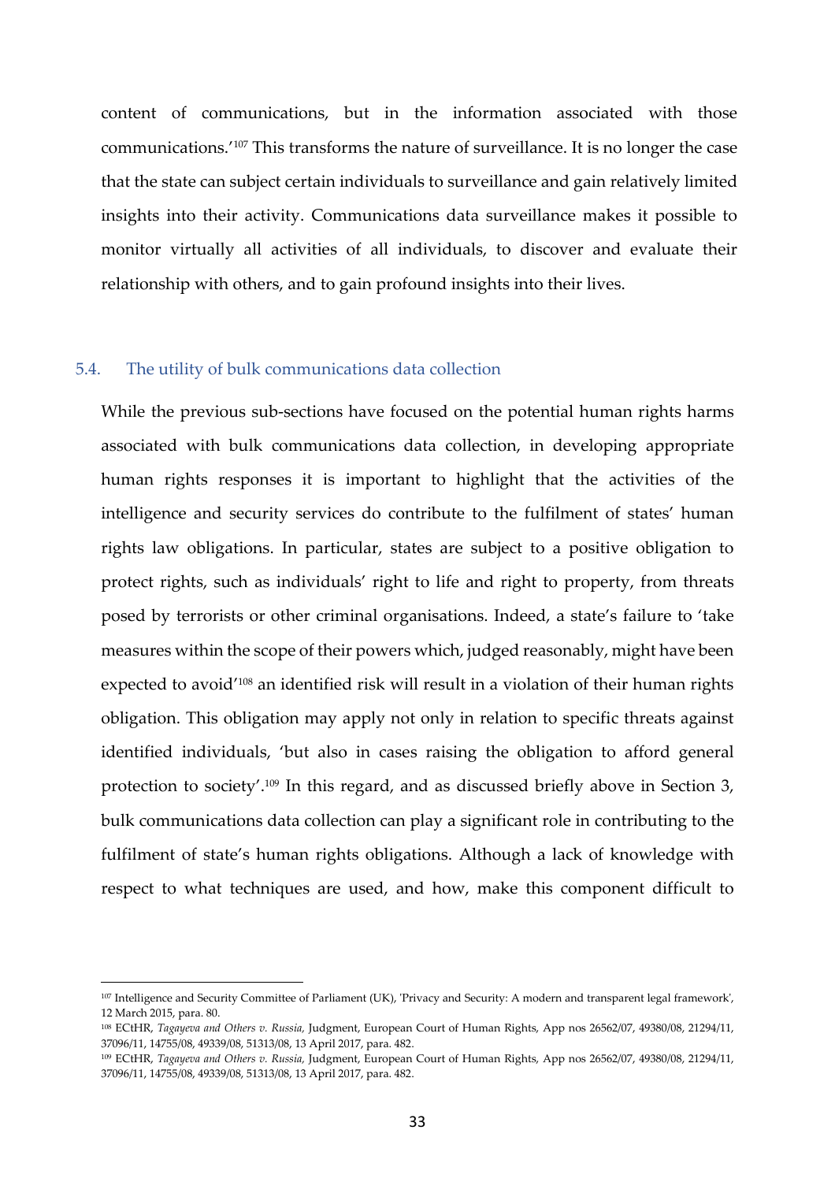content of communications, but in the information associated with those communications.'[107] This transforms the nature of surveillance. It is no longer the case that the state can subject certain individuals to surveillance and gain relatively limited insights into their activity. Communications data surveillance makes it possible to monitor virtually all activities of all individuals, to discover and evaluate their relationship with others, and to gain profound insights into their lives.

### 5.4. The utility of bulk communications data collection

While the previous sub-sections have focused on the potential human rights harms associated with bulk communications data collection, in developing appropriate human rights responses it is important to highlight that the activities of the intelligence and security services do contribute to the fulfilment of states' human rights law obligations. In particular, states are subject to a positive obligation to protect rights, such as individuals' right to life and right to property, from threats posed by terrorists or other criminal organisations. Indeed, a state's failure to 'take measures within the scope of their powers which, judged reasonably, might have been expected to avoid'[108] an identified risk will result in a violation of their human rights obligation. This obligation may apply not only in relation to specific threats against identified individuals, 'but also in cases raising the obligation to afford general protection to society'.[109] In this regard, and as discussed briefly above in Section 3, bulk communications data collection can play a significant role in contributing to the fulfilment of state's human rights obligations. Although a lack of knowledge with respect to what techniques are used, and how, make this component difficult to

---

[107] Intelligence and Security Committee of Parliament (UK), 'Privacy and Security: A modern and transparent legal framework', 12 March 2015, para. 80.

[108] ECtHR, *Tagayeva and Others v. Russia,* Judgment, European Court of Human Rights, App nos 26562/07, 49380/08, 21294/11, 37096/11, 14755/08, 49339/08, 51313/08, 13 April 2017, para. 482.

[109] ECtHR, *Tagayeva and Others v. Russia,* Judgment, European Court of Human Rights, App nos 26562/07, 49380/08, 21294/11, 37096/11, 14755/08, 49339/08, 51313/08, 13 April 2017, para. 482.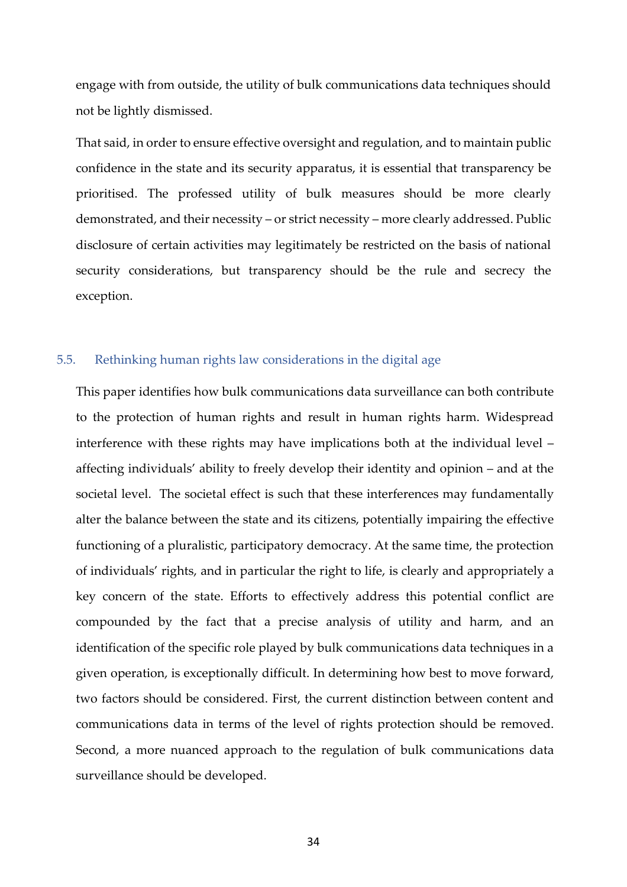engage with from outside, the utility of bulk communications data techniques should not be lightly dismissed.

That said, in order to ensure effective oversight and regulation, and to maintain public confidence in the state and its security apparatus, it is essential that transparency be prioritised. The professed utility of bulk measures should be more clearly demonstrated, and their necessity – or strict necessity – more clearly addressed. Public disclosure of certain activities may legitimately be restricted on the basis of national security considerations, but transparency should be the rule and secrecy the exception.

### 5.5. Rethinking human rights law considerations in the digital age

This paper identifies how bulk communications data surveillance can both contribute to the protection of human rights and result in human rights harm. Widespread interference with these rights may have implications both at the individual level – affecting individuals' ability to freely develop their identity and opinion – and at the societal level. The societal effect is such that these interferences may fundamentally alter the balance between the state and its citizens, potentially impairing the effective functioning of a pluralistic, participatory democracy. At the same time, the protection of individuals' rights, and in particular the right to life, is clearly and appropriately a key concern of the state. Efforts to effectively address this potential conflict are compounded by the fact that a precise analysis of utility and harm, and an identification of the specific role played by bulk communications data techniques in a given operation, is exceptionally difficult. In determining how best to move forward, two factors should be considered. First, the current distinction between content and communications data in terms of the level of rights protection should be removed. Second, a more nuanced approach to the regulation of bulk communications data surveillance should be developed.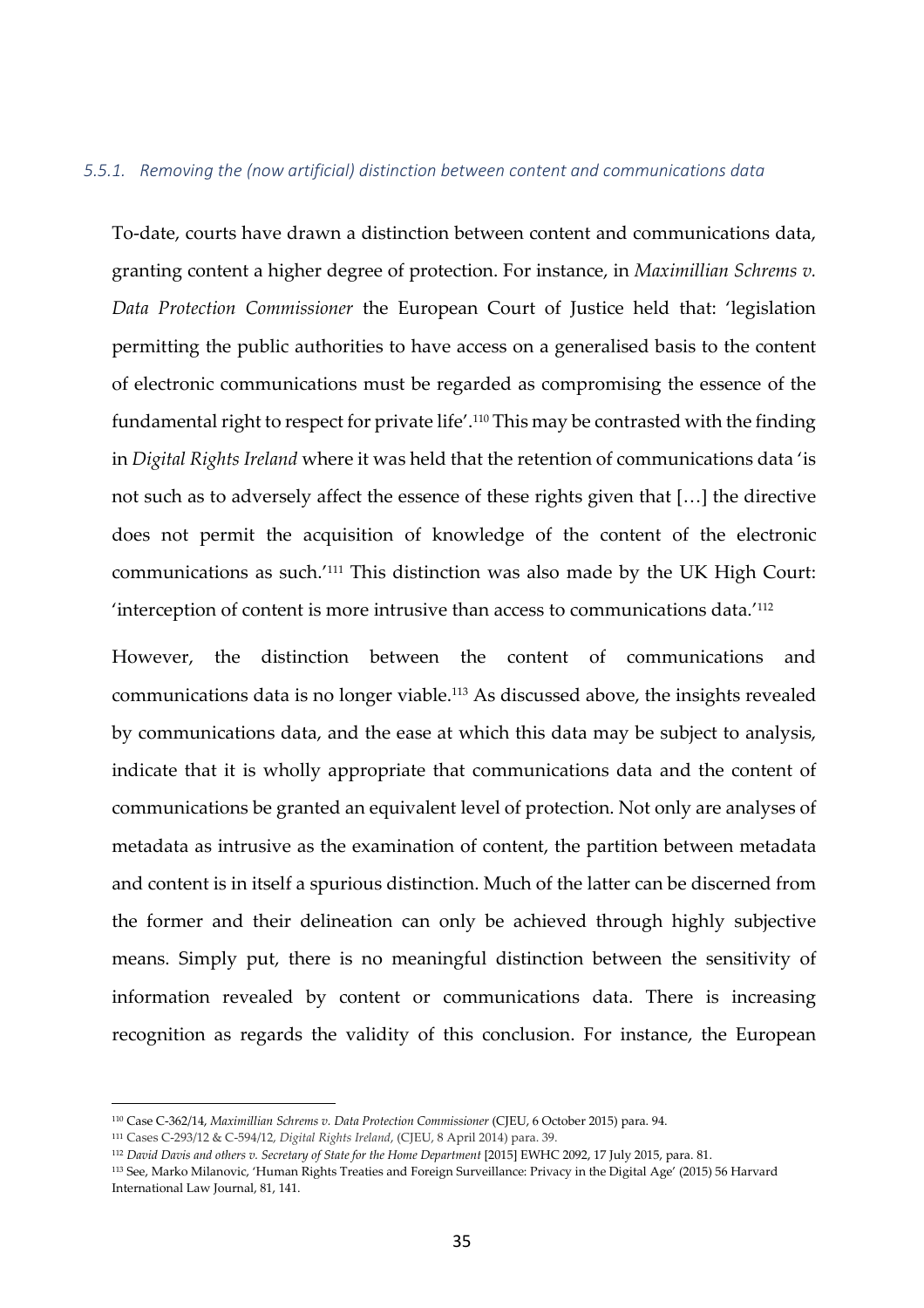#### *5.5.1. Removing the (now artificial) distinction between content and communications data*

To-date, courts have drawn a distinction between content and communications data, granting content a higher degree of protection. For instance, in *Maximillian Schrems v. Data Protection Commissioner* the European Court of Justice held that: 'legislation permitting the public authorities to have access on a generalised basis to the content of electronic communications must be regarded as compromising the essence of the fundamental right to respect for private life'.[110] This may be contrasted with the finding in *Digital Rights Ireland* where it was held that the retention of communications data 'is not such as to adversely affect the essence of these rights given that […] the directive does not permit the acquisition of knowledge of the content of the electronic communications as such.'[111] This distinction was also made by the UK High Court: 'interception of content is more intrusive than access to communications data.'[112]

However, the distinction between the content of communications and communications data is no longer viable.[113] As discussed above, the insights revealed by communications data, and the ease at which this data may be subject to analysis, indicate that it is wholly appropriate that communications data and the content of communications be granted an equivalent level of protection. Not only are analyses of metadata as intrusive as the examination of content, the partition between metadata and content is in itself a spurious distinction. Much of the latter can be discerned from the former and their delineation can only be achieved through highly subjective means. Simply put, there is no meaningful distinction between the sensitivity of information revealed by content or communications data. There is increasing recognition as regards the validity of this conclusion. For instance, the European

---

[110] Case C-362/14, *Maximillian Schrems v. Data Protection Commissioner* (CJEU, 6 October 2015) para. 94.

[111] Cases C-293/12 & C-594/12, *Digital Rights Ireland*, (CJEU, 8 April 2014) para. 39.

[112] *David Davis and others v. Secretary of State for the Home Department* [2015] EWHC 2092, 17 July 2015, para. 81.

[113] See, Marko Milanovic, 'Human Rights Treaties and Foreign Surveillance: Privacy in the Digital Age' (2015) 56 Harvard International Law Journal, 81, 141.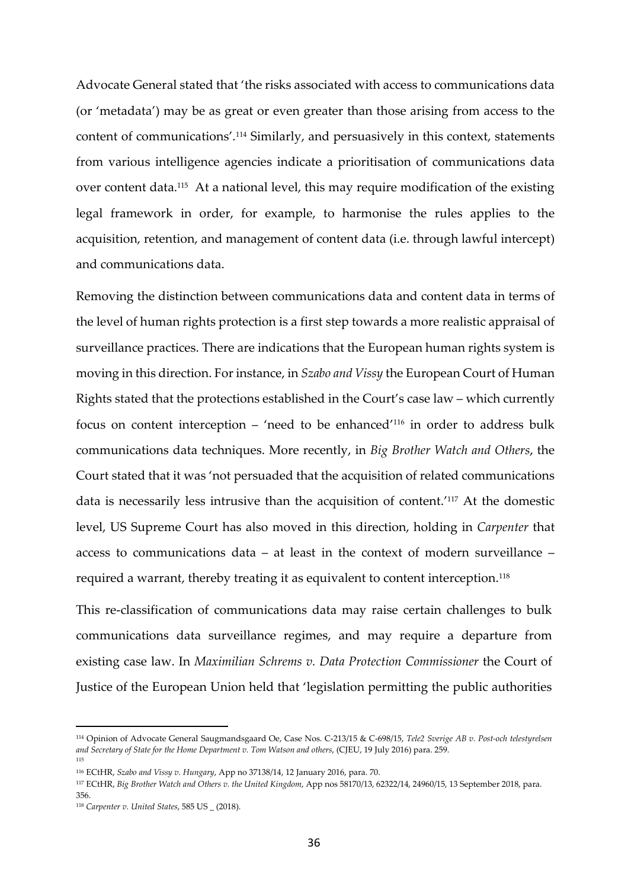Advocate General stated that 'the risks associated with access to communications data (or 'metadata') may be as great or even greater than those arising from access to the content of communications'.[114] Similarly, and persuasively in this context, statements from various intelligence agencies indicate a prioritisation of communications data over content data.[115] At a national level, this may require modification of the existing legal framework in order, for example, to harmonise the rules applies to the acquisition, retention, and management of content data (i.e. through lawful intercept) and communications data.

Removing the distinction between communications data and content data in terms of the level of human rights protection is a first step towards a more realistic appraisal of surveillance practices. There are indications that the European human rights system is moving in this direction. For instance, in *Szabo and Vissy* the European Court of Human Rights stated that the protections established in the Court's case law – which currently focus on content interception – 'need to be enhanced'[116] in order to address bulk communications data techniques. More recently, in *Big Brother Watch and Others*, the Court stated that it was 'not persuaded that the acquisition of related communications data is necessarily less intrusive than the acquisition of content.'[117] At the domestic level, US Supreme Court has also moved in this direction, holding in *Carpenter* that access to communications data – at least in the context of modern surveillance – required a warrant, thereby treating it as equivalent to content interception.[118]

This re-classification of communications data may raise certain challenges to bulk communications data surveillance regimes, and may require a departure from existing case law. In *Maximilian Schrems v. Data Protection Commissioner* the Court of Justice of the European Union held that 'legislation permitting the public authorities

---

[114] Opinion of Advocate General Saugmandsgaard Oe, Case Nos. C-213/15 & C-698/15, *Tele2 Sverige AB v. Post-och telestyrelsen and Secretary of State for the Home Department v. Tom Watson and others*, (CJEU, 19 July 2016) para. 259.

[115]

[116] ECtHR, *Szabo and Vissy v. Hungary*, App no 37138/14, 12 January 2016, para. 70.

[117] ECtHR, *Big Brother Watch and Others v. the United Kingdom*, App nos 58170/13, 62322/14, 24960/15, 13 September 2018, para. 356.

[118] *Carpenter v. United States*, 585 US _ (2018).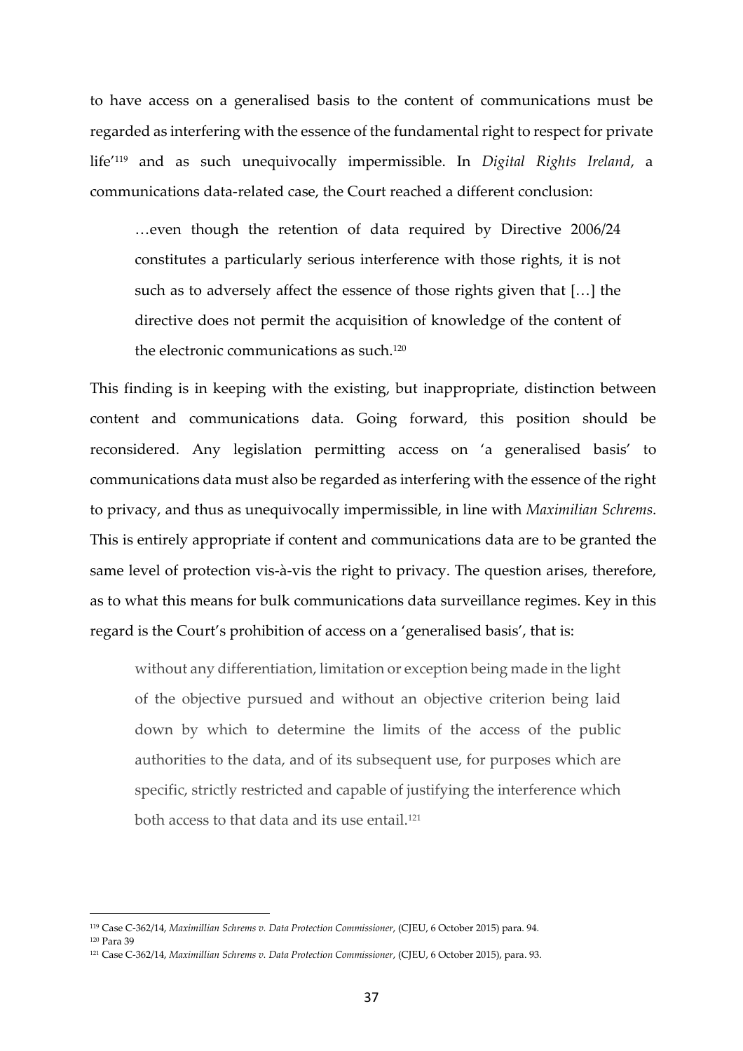to have access on a generalised basis to the content of communications must be regarded as interfering with the essence of the fundamental right to respect for private life'[119] and as such unequivocally impermissible. In *Digital Rights Ireland*, a communications data-related case, the Court reached a different conclusion:

> …even though the retention of data required by Directive 2006/24 constitutes a particularly serious interference with those rights, it is not such as to adversely affect the essence of those rights given that […] the directive does not permit the acquisition of knowledge of the content of the electronic communications as such.[120]

This finding is in keeping with the existing, but inappropriate, distinction between content and communications data. Going forward, this position should be reconsidered. Any legislation permitting access on 'a generalised basis' to communications data must also be regarded as interfering with the essence of the right to privacy, and thus as unequivocally impermissible, in line with *Maximilian Schrems*. This is entirely appropriate if content and communications data are to be granted the same level of protection vis-à-vis the right to privacy. The question arises, therefore, as to what this means for bulk communications data surveillance regimes. Key in this regard is the Court's prohibition of access on a 'generalised basis', that is:

> without any differentiation, limitation or exception being made in the light of the objective pursued and without an objective criterion being laid down by which to determine the limits of the access of the public authorities to the data, and of its subsequent use, for purposes which are specific, strictly restricted and capable of justifying the interference which both access to that data and its use entail.[121]

---

[119] Case C-362/14, *Maximillian Schrems v. Data Protection Commissioner*, (CJEU, 6 October 2015) para. 94.

[120] Para 39

[121] Case C-362/14, *Maximillian Schrems v. Data Protection Commissioner*, (CJEU, 6 October 2015), para. 93.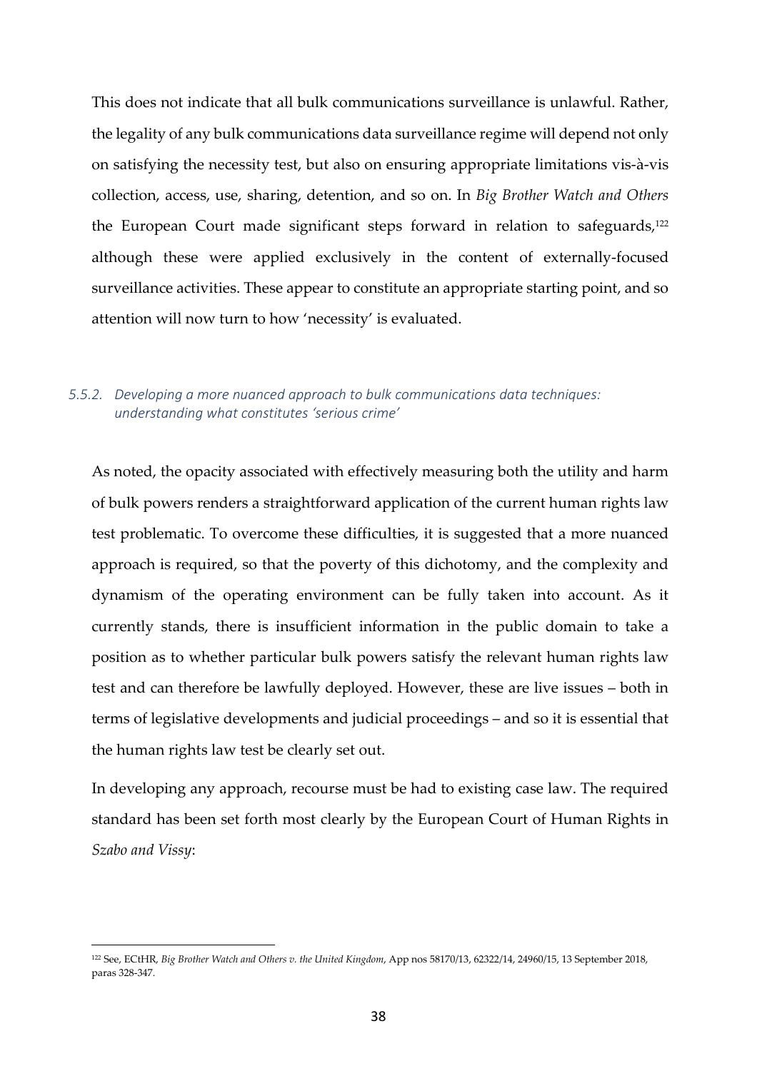This does not indicate that all bulk communications surveillance is unlawful. Rather, the legality of any bulk communications data surveillance regime will depend not only on satisfying the necessity test, but also on ensuring appropriate limitations vis-à-vis collection, access, use, sharing, detention, and so on. In *Big Brother Watch and Others* the European Court made significant steps forward in relation to safeguards,[122] although these were applied exclusively in the content of externally-focused surveillance activities. These appear to constitute an appropriate starting point, and so attention will now turn to how 'necessity' is evaluated.

### *5.5.2. Developing a more nuanced approach to bulk communications data techniques: understanding what constitutes 'serious crime'*

As noted, the opacity associated with effectively measuring both the utility and harm of bulk powers renders a straightforward application of the current human rights law test problematic. To overcome these difficulties, it is suggested that a more nuanced approach is required, so that the poverty of this dichotomy, and the complexity and dynamism of the operating environment can be fully taken into account. As it currently stands, there is insufficient information in the public domain to take a position as to whether particular bulk powers satisfy the relevant human rights law test and can therefore be lawfully deployed. However, these are live issues – both in terms of legislative developments and judicial proceedings – and so it is essential that the human rights law test be clearly set out.

In developing any approach, recourse must be had to existing case law. The required standard has been set forth most clearly by the European Court of Human Rights in *Szabo and Vissy*:

[122] See, ECtHR, *Big Brother Watch and Others v. the United Kingdom*, App nos 58170/13, 62322/14, 24960/15, 13 September 2018, paras 328-347.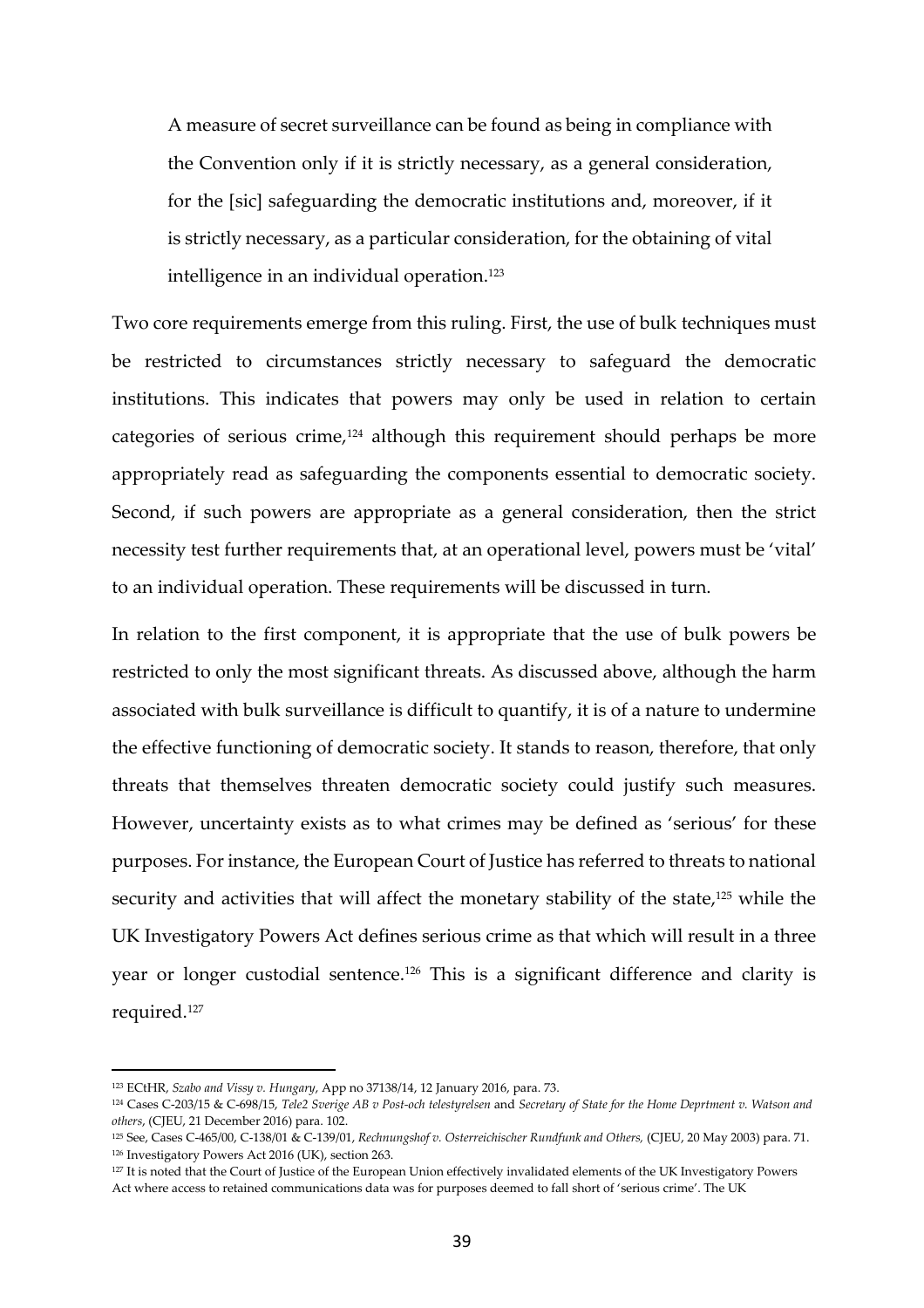> A measure of secret surveillance can be found as being in compliance with the Convention only if it is strictly necessary, as a general consideration, for the [sic] safeguarding the democratic institutions and, moreover, if it is strictly necessary, as a particular consideration, for the obtaining of vital intelligence in an individual operation.[123]

Two core requirements emerge from this ruling. First, the use of bulk techniques must be restricted to circumstances strictly necessary to safeguard the democratic institutions. This indicates that powers may only be used in relation to certain categories of serious crime,[124] although this requirement should perhaps be more appropriately read as safeguarding the components essential to democratic society. Second, if such powers are appropriate as a general consideration, then the strict necessity test further requirements that, at an operational level, powers must be 'vital' to an individual operation. These requirements will be discussed in turn.

In relation to the first component, it is appropriate that the use of bulk powers be restricted to only the most significant threats. As discussed above, although the harm associated with bulk surveillance is difficult to quantify, it is of a nature to undermine the effective functioning of democratic society. It stands to reason, therefore, that only threats that themselves threaten democratic society could justify such measures. However, uncertainty exists as to what crimes may be defined as 'serious' for these purposes. For instance, the European Court of Justice has referred to threats to national security and activities that will affect the monetary stability of the state,[125] while the UK Investigatory Powers Act defines serious crime as that which will result in a three year or longer custodial sentence.[126] This is a significant difference and clarity is required.[127]

---

[123] ECtHR, *Szabo and Vissy v. Hungary*, App no 37138/14, 12 January 2016, para. 73.

[124] Cases C-203/15 & C-698/15, *Tele2 Sverige AB v Post-och telestyrelsen* and *Secretary of State for the Home Deprtment v. Watson and others*, (CJEU, 21 December 2016) para. 102.

[125] See, Cases C-465/00, C-138/01 & C-139/01, *Rechnungshof v. Osterreichischer Rundfunk and Others,* (CJEU, 20 May 2003) para. 71.

[126] Investigatory Powers Act 2016 (UK), section 263.

[127] It is noted that the Court of Justice of the European Union effectively invalidated elements of the UK Investigatory Powers Act where access to retained communications data was for purposes deemed to fall short of 'serious crime'. The UK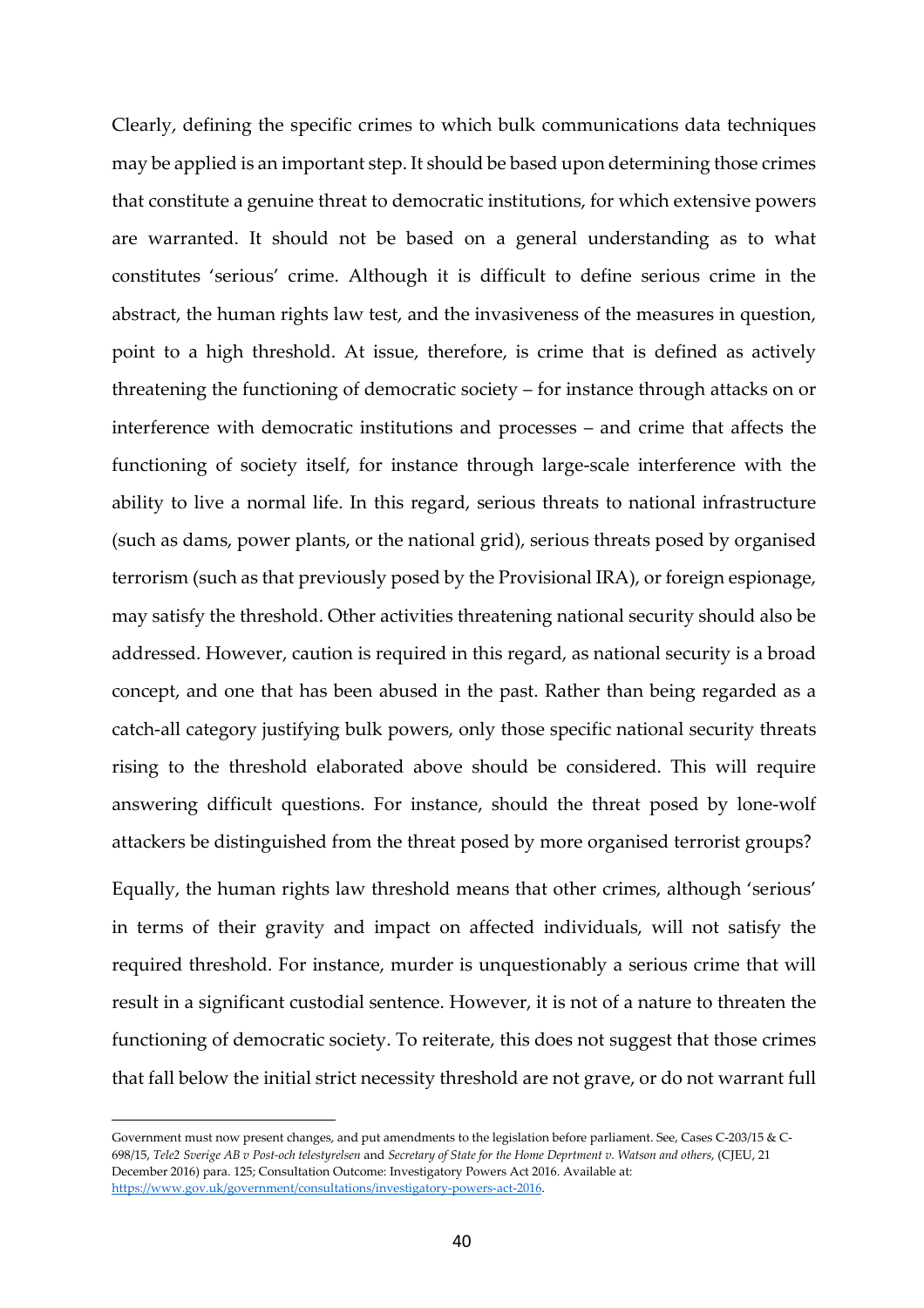Clearly, defining the specific crimes to which bulk communications data techniques may be applied is an important step. It should be based upon determining those crimes that constitute a genuine threat to democratic institutions, for which extensive powers are warranted. It should not be based on a general understanding as to what constitutes 'serious' crime. Although it is difficult to define serious crime in the abstract, the human rights law test, and the invasiveness of the measures in question, point to a high threshold. At issue, therefore, is crime that is defined as actively threatening the functioning of democratic society – for instance through attacks on or interference with democratic institutions and processes – and crime that affects the functioning of society itself, for instance through large-scale interference with the ability to live a normal life. In this regard, serious threats to national infrastructure (such as dams, power plants, or the national grid), serious threats posed by organised terrorism (such as that previously posed by the Provisional IRA), or foreign espionage, may satisfy the threshold. Other activities threatening national security should also be addressed. However, caution is required in this regard, as national security is a broad concept, and one that has been abused in the past. Rather than being regarded as a catch-all category justifying bulk powers, only those specific national security threats rising to the threshold elaborated above should be considered. This will require answering difficult questions. For instance, should the threat posed by lone-wolf attackers be distinguished from the threat posed by more organised terrorist groups?

Equally, the human rights law threshold means that other crimes, although 'serious' in terms of their gravity and impact on affected individuals, will not satisfy the required threshold. For instance, murder is unquestionably a serious crime that will result in a significant custodial sentence. However, it is not of a nature to threaten the functioning of democratic society. To reiterate, this does not suggest that those crimes that fall below the initial strict necessity threshold are not grave, or do not warrant full

---

Government must now present changes, and put amendments to the legislation before parliament. See, Cases C-203/15 & C-698/15, *Tele2 Sverige AB v Post-och telestyrelsen* and *Secretary of State for the Home Deprtment v. Watson and others*, (CJEU, 21 December 2016) para. 125; Consultation Outcome: Investigatory Powers Act 2016. Available at: https://www.gov.uk/government/consultations/investigatory-powers-act-2016.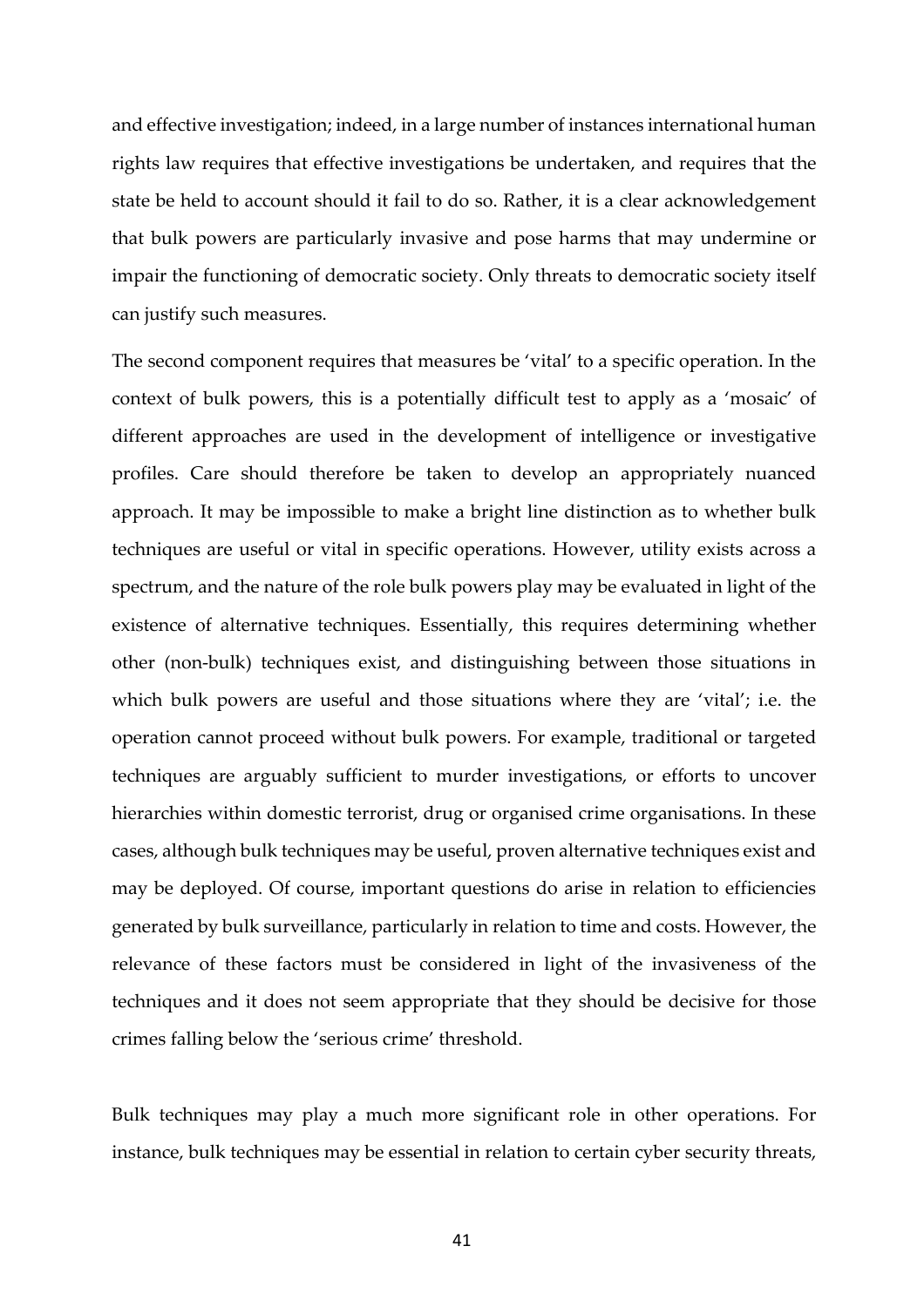and effective investigation; indeed, in a large number of instances international human rights law requires that effective investigations be undertaken, and requires that the state be held to account should it fail to do so. Rather, it is a clear acknowledgement that bulk powers are particularly invasive and pose harms that may undermine or impair the functioning of democratic society. Only threats to democratic society itself can justify such measures.

The second component requires that measures be 'vital' to a specific operation. In the context of bulk powers, this is a potentially difficult test to apply as a 'mosaic' of different approaches are used in the development of intelligence or investigative profiles. Care should therefore be taken to develop an appropriately nuanced approach. It may be impossible to make a bright line distinction as to whether bulk techniques are useful or vital in specific operations. However, utility exists across a spectrum, and the nature of the role bulk powers play may be evaluated in light of the existence of alternative techniques. Essentially, this requires determining whether other (non-bulk) techniques exist, and distinguishing between those situations in which bulk powers are useful and those situations where they are 'vital'; i.e. the operation cannot proceed without bulk powers. For example, traditional or targeted techniques are arguably sufficient to murder investigations, or efforts to uncover hierarchies within domestic terrorist, drug or organised crime organisations. In these cases, although bulk techniques may be useful, proven alternative techniques exist and may be deployed. Of course, important questions do arise in relation to efficiencies generated by bulk surveillance, particularly in relation to time and costs. However, the relevance of these factors must be considered in light of the invasiveness of the techniques and it does not seem appropriate that they should be decisive for those crimes falling below the 'serious crime' threshold.

Bulk techniques may play a much more significant role in other operations. For instance, bulk techniques may be essential in relation to certain cyber security threats,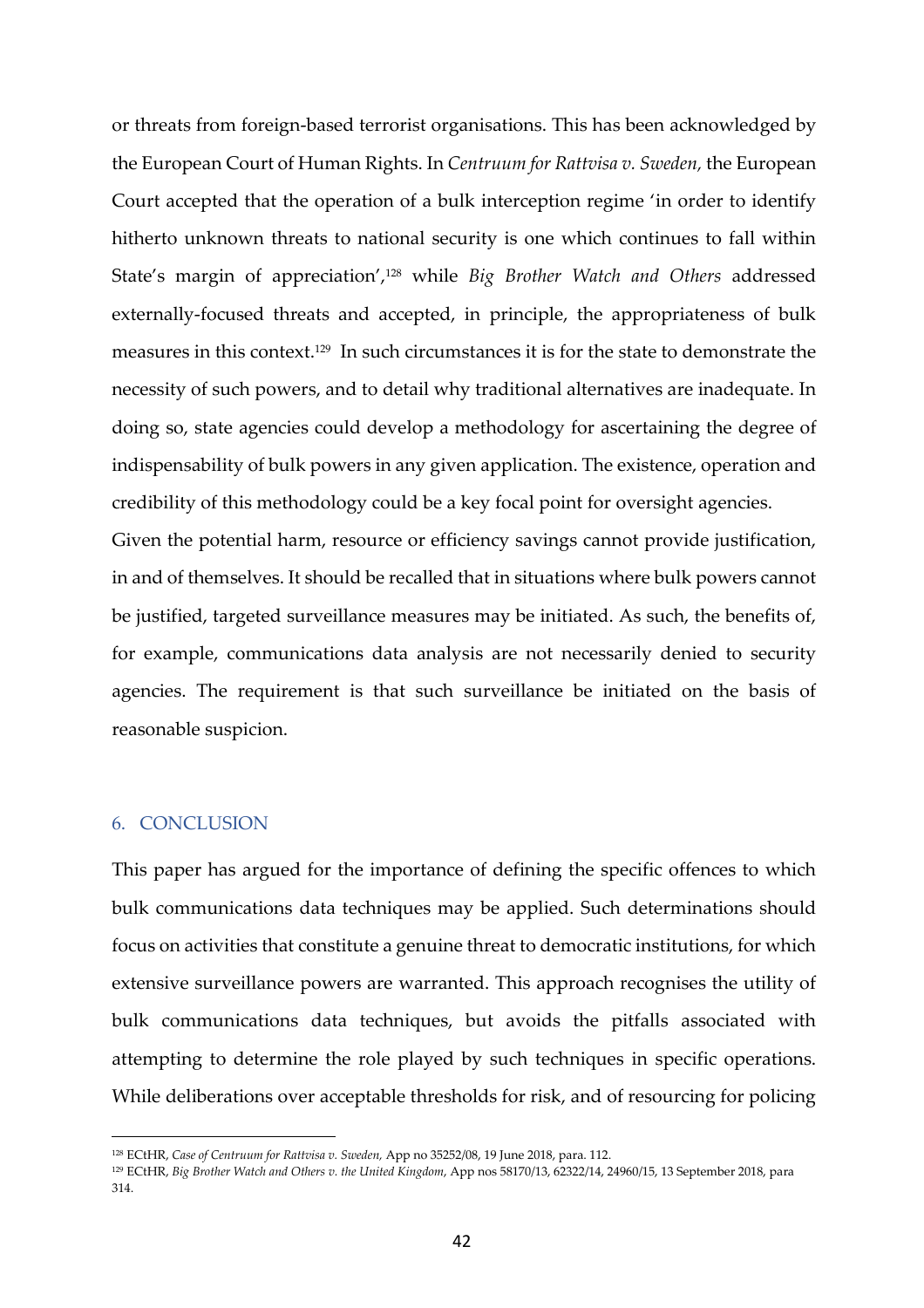or threats from foreign-based terrorist organisations. This has been acknowledged by the European Court of Human Rights. In *Centruum for Rattvisa v. Sweden,* the European Court accepted that the operation of a bulk interception regime 'in order to identify hitherto unknown threats to national security is one which continues to fall within State's margin of appreciation',[128] while *Big Brother Watch and Others* addressed externally-focused threats and accepted, in principle, the appropriateness of bulk measures in this context.[129] In such circumstances it is for the state to demonstrate the necessity of such powers, and to detail why traditional alternatives are inadequate. In doing so, state agencies could develop a methodology for ascertaining the degree of indispensability of bulk powers in any given application. The existence, operation and credibility of this methodology could be a key focal point for oversight agencies.

Given the potential harm, resource or efficiency savings cannot provide justification, in and of themselves. It should be recalled that in situations where bulk powers cannot be justified, targeted surveillance measures may be initiated. As such, the benefits of, for example, communications data analysis are not necessarily denied to security agencies. The requirement is that such surveillance be initiated on the basis of reasonable suspicion.

## 6. CONCLUSION

This paper has argued for the importance of defining the specific offences to which bulk communications data techniques may be applied. Such determinations should focus on activities that constitute a genuine threat to democratic institutions, for which extensive surveillance powers are warranted. This approach recognises the utility of bulk communications data techniques, but avoids the pitfalls associated with attempting to determine the role played by such techniques in specific operations. While deliberations over acceptable thresholds for risk, and of resourcing for policing

---

[128] ECtHR, *Case of Centruum for Rattvisa v. Sweden,* App no 35252/08, 19 June 2018, para. 112.

[129] ECtHR, *Big Brother Watch and Others v. the United Kingdom*, App nos 58170/13, 62322/14, 24960/15, 13 September 2018, para 314.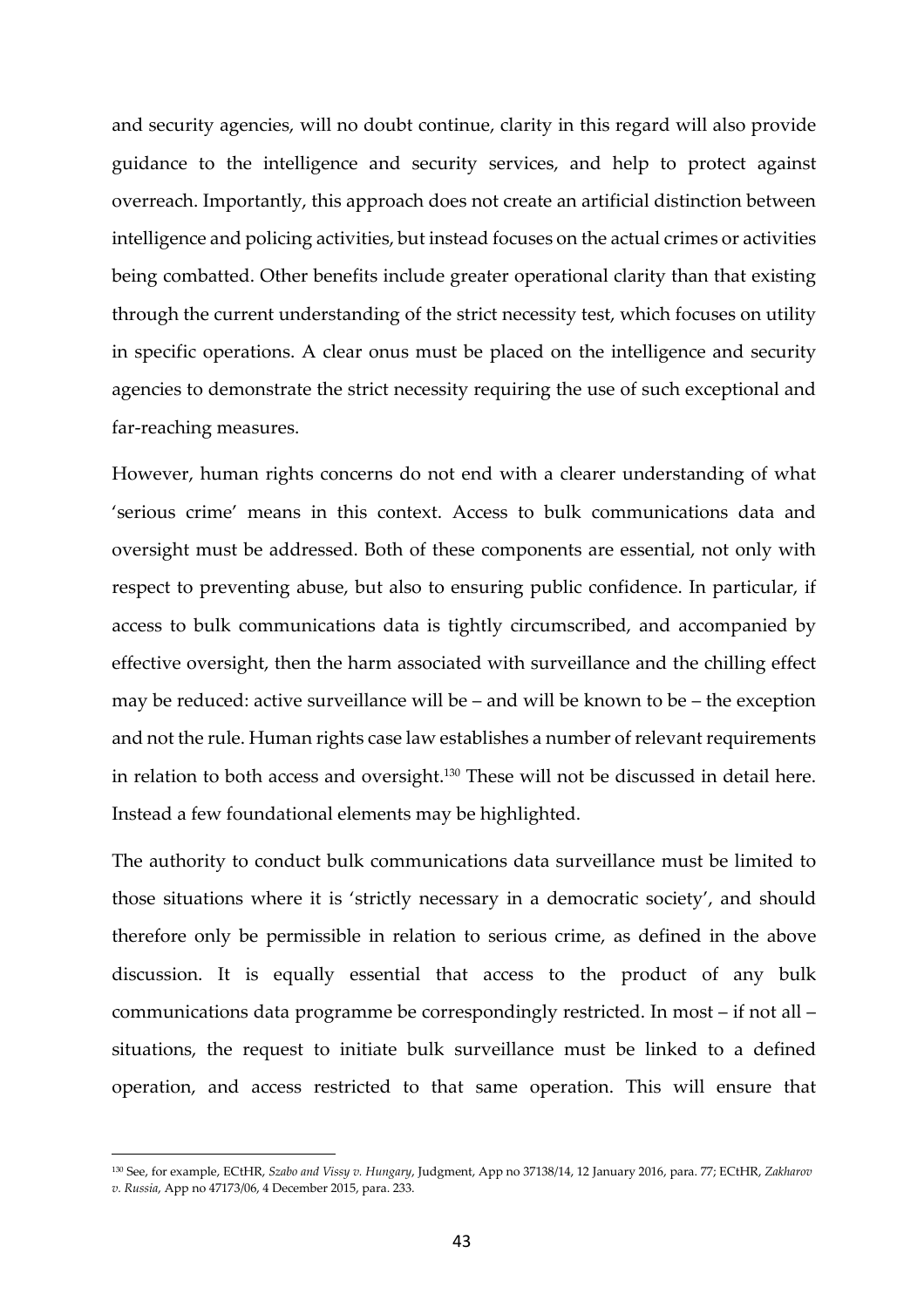and security agencies, will no doubt continue, clarity in this regard will also provide guidance to the intelligence and security services, and help to protect against overreach. Importantly, this approach does not create an artificial distinction between intelligence and policing activities, but instead focuses on the actual crimes or activities being combatted. Other benefits include greater operational clarity than that existing through the current understanding of the strict necessity test, which focuses on utility in specific operations. A clear onus must be placed on the intelligence and security agencies to demonstrate the strict necessity requiring the use of such exceptional and far-reaching measures.

However, human rights concerns do not end with a clearer understanding of what 'serious crime' means in this context. Access to bulk communications data and oversight must be addressed. Both of these components are essential, not only with respect to preventing abuse, but also to ensuring public confidence. In particular, if access to bulk communications data is tightly circumscribed, and accompanied by effective oversight, then the harm associated with surveillance and the chilling effect may be reduced: active surveillance will be – and will be known to be – the exception and not the rule. Human rights case law establishes a number of relevant requirements in relation to both access and oversight.[130] These will not be discussed in detail here. Instead a few foundational elements may be highlighted.

The authority to conduct bulk communications data surveillance must be limited to those situations where it is 'strictly necessary in a democratic society', and should therefore only be permissible in relation to serious crime, as defined in the above discussion. It is equally essential that access to the product of any bulk communications data programme be correspondingly restricted. In most – if not all – situations, the request to initiate bulk surveillance must be linked to a defined operation, and access restricted to that same operation. This will ensure that

---

[130] See, for example, ECtHR, *Szabo and Vissy v. Hungary*, Judgment, App no 37138/14, 12 January 2016, para. 77; ECtHR, *Zakharov v. Russia*, App no 47173/06, 4 December 2015, para. 233.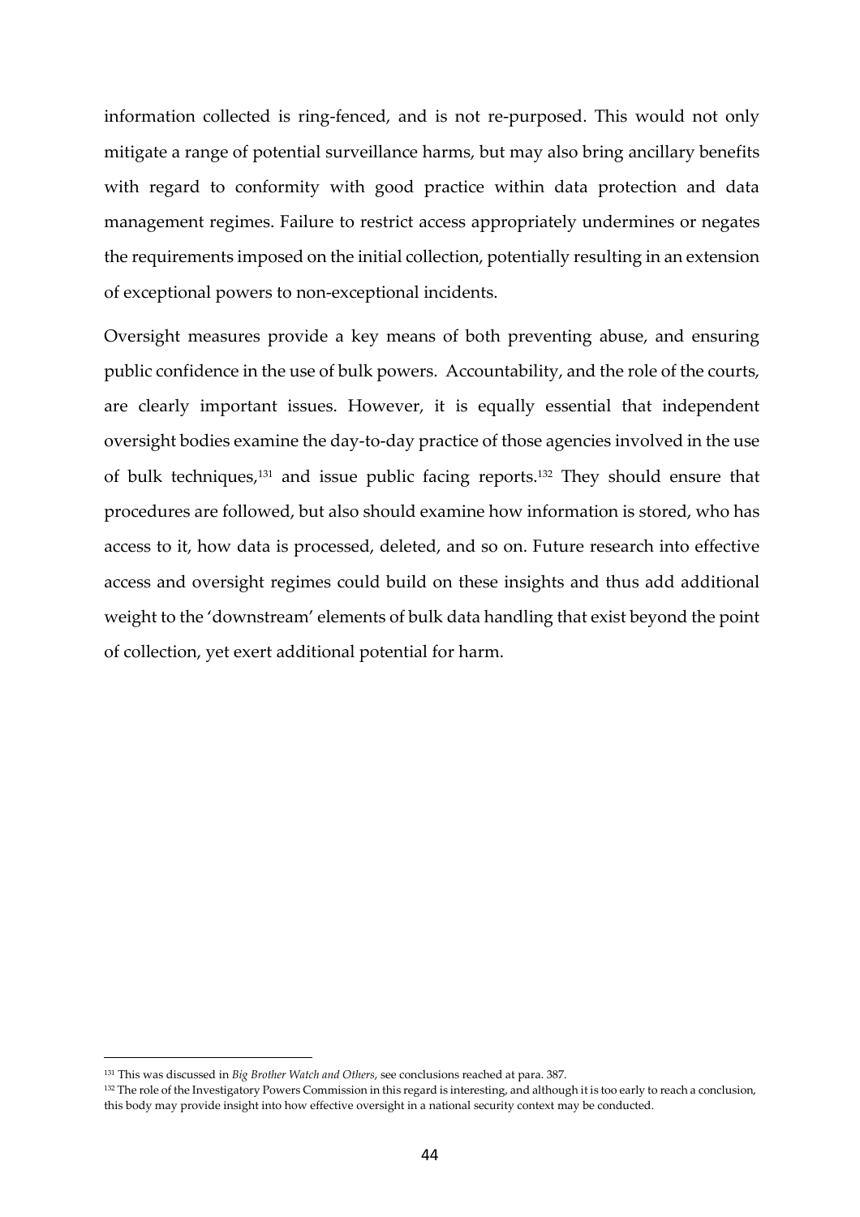information collected is ring-fenced, and is not re-purposed. This would not only mitigate a range of potential surveillance harms, but may also bring ancillary benefits with regard to conformity with good practice within data protection and data management regimes. Failure to restrict access appropriately undermines or negates the requirements imposed on the initial collection, potentially resulting in an extension of exceptional powers to non-exceptional incidents.

Oversight measures provide a key means of both preventing abuse, and ensuring public confidence in the use of bulk powers. Accountability, and the role of the courts, are clearly important issues. However, it is equally essential that independent oversight bodies examine the day-to-day practice of those agencies involved in the use of bulk techniques,[131] and issue public facing reports.[132] They should ensure that procedures are followed, but also should examine how information is stored, who has access to it, how data is processed, deleted, and so on. Future research into effective access and oversight regimes could build on these insights and thus add additional weight to the 'downstream' elements of bulk data handling that exist beyond the point of collection, yet exert additional potential for harm.

---

[131] This was discussed in *Big Brother Watch and Others*, see conclusions reached at para. 387.

[132] The role of the Investigatory Powers Commission in this regard is interesting, and although it is too early to reach a conclusion, this body may provide insight into how effective oversight in a national security context may be conducted.